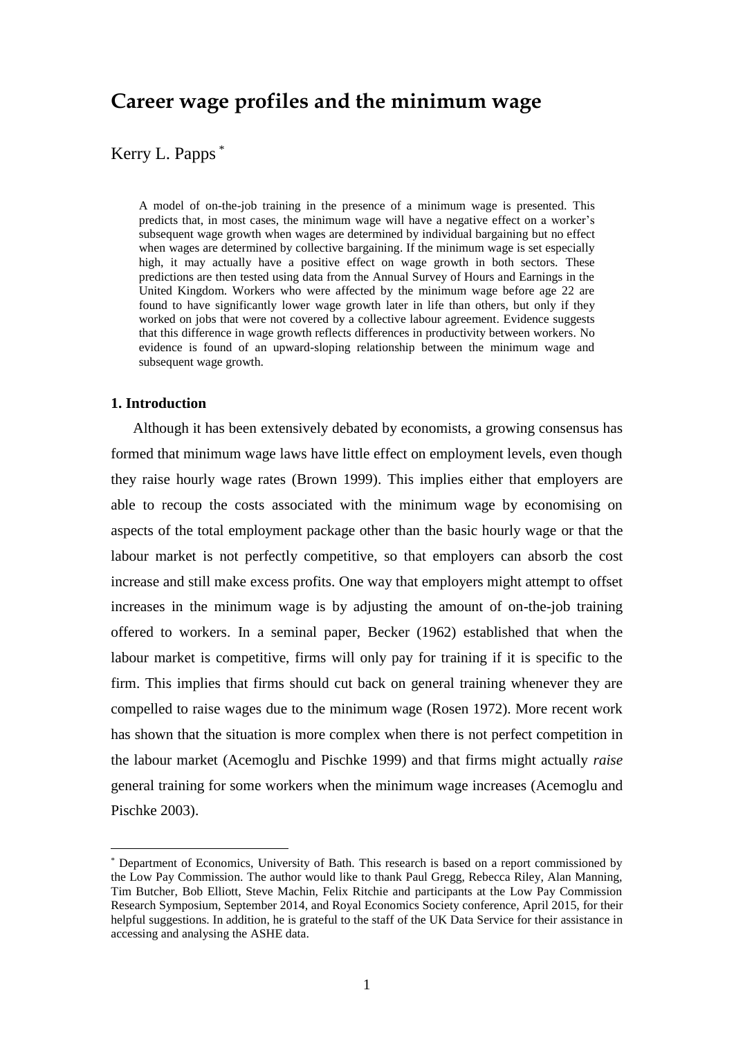# Career wage profiles and the minimum wage

Kerry L. Papps [*]

A model of on-the-job training in the presence of a minimum wage is presented. This predicts that, in most cases, the minimum wage will have a negative effect on a worker's subsequent wage growth when wages are determined by individual bargaining but no effect when wages are determined by collective bargaining. If the minimum wage is set especially high, it may actually have a positive effect on wage growth in both sectors. These predictions are then tested using data from the Annual Survey of Hours and Earnings in the United Kingdom. Workers who were affected by the minimum wage before age 22 are found to have significantly lower wage growth later in life than others, but only if they worked on jobs that were not covered by a collective labour agreement. Evidence suggests that this difference in wage growth reflects differences in productivity between workers. No evidence is found of an upward-sloping relationship between the minimum wage and subsequent wage growth.

**1. Introduction**

Although it has been extensively debated by economists, a growing consensus has formed that minimum wage laws have little effect on employment levels, even though they raise hourly wage rates (Brown 1999). This implies either that employers are able to recoup the costs associated with the minimum wage by economising on aspects of the total employment package other than the basic hourly wage or that the labour market is not perfectly competitive, so that employers can absorb the cost increase and still make excess profits. One way that employers might attempt to offset increases in the minimum wage is by adjusting the amount of on-the-job training offered to workers. In a seminal paper, Becker (1962) established that when the labour market is competitive, firms will only pay for training if it is specific to the firm. This implies that firms should cut back on general training whenever they are compelled to raise wages due to the minimum wage (Rosen 1972). More recent work has shown that the situation is more complex when there is not perfect competition in the labour market (Acemoglu and Pischke 1999) and that firms might actually *raise* general training for some workers when the minimum wage increases (Acemoglu and Pischke 2003).

[*] Department of Economics, University of Bath. This research is based on a report commissioned by the Low Pay Commission. The author would like to thank Paul Gregg, Rebecca Riley, Alan Manning, Tim Butcher, Bob Elliott, Steve Machin, Felix Ritchie and participants at the Low Pay Commission Research Symposium, September 2014, and Royal Economics Society conference, April 2015, for their helpful suggestions. In addition, he is grateful to the staff of the UK Data Service for their assistance in accessing and analysing the ASHE data.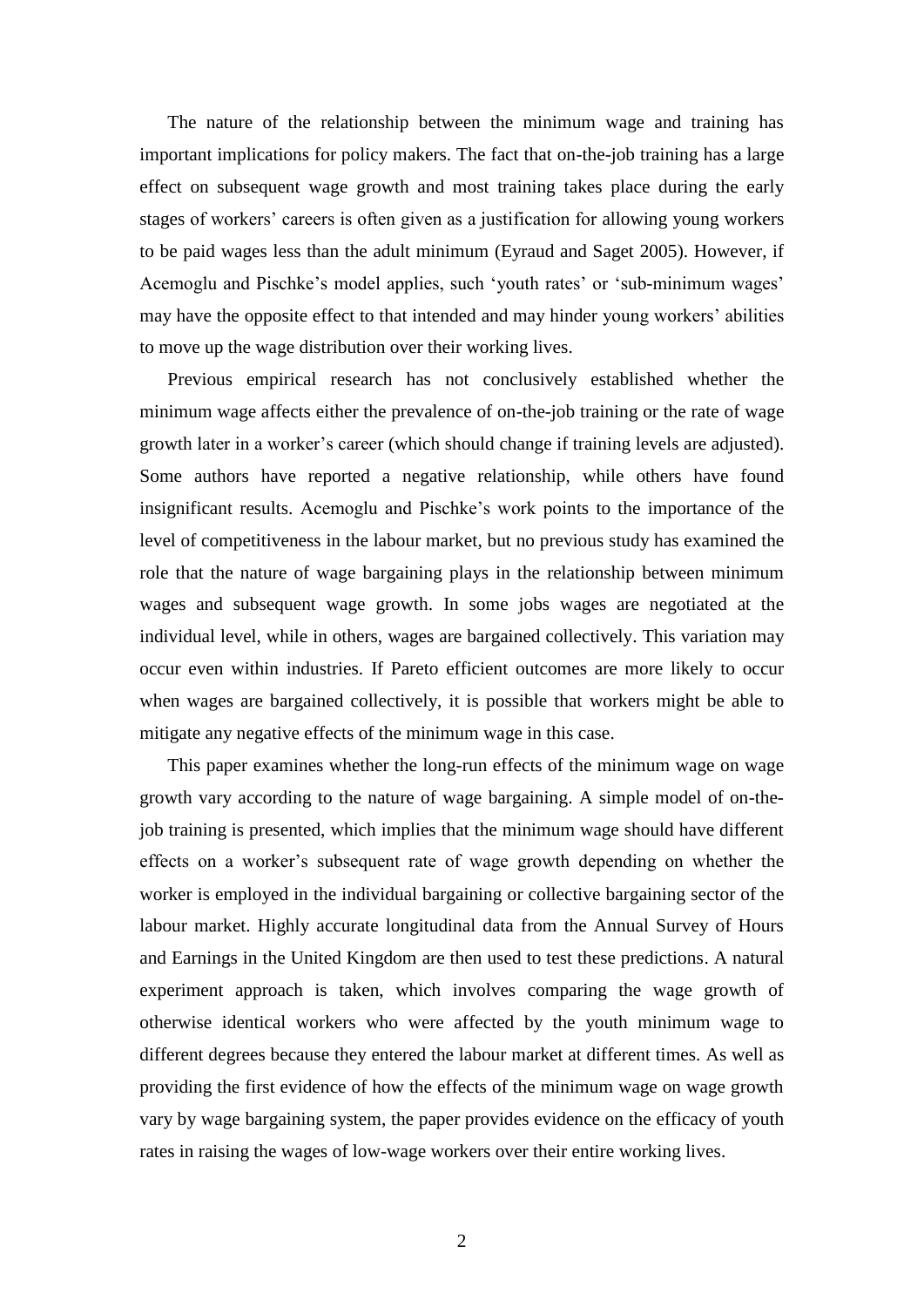The nature of the relationship between the minimum wage and training has important implications for policy makers. The fact that on-the-job training has a large effect on subsequent wage growth and most training takes place during the early stages of workers' careers is often given as a justification for allowing young workers to be paid wages less than the adult minimum (Eyraud and Saget 2005). However, if Acemoglu and Pischke's model applies, such 'youth rates' or 'sub-minimum wages' may have the opposite effect to that intended and may hinder young workers' abilities to move up the wage distribution over their working lives.

Previous empirical research has not conclusively established whether the minimum wage affects either the prevalence of on-the-job training or the rate of wage growth later in a worker's career (which should change if training levels are adjusted). Some authors have reported a negative relationship, while others have found insignificant results. Acemoglu and Pischke's work points to the importance of the level of competitiveness in the labour market, but no previous study has examined the role that the nature of wage bargaining plays in the relationship between minimum wages and subsequent wage growth. In some jobs wages are negotiated at the individual level, while in others, wages are bargained collectively. This variation may occur even within industries. If Pareto efficient outcomes are more likely to occur when wages are bargained collectively, it is possible that workers might be able to mitigate any negative effects of the minimum wage in this case.

This paper examines whether the long-run effects of the minimum wage on wage growth vary according to the nature of wage bargaining. A simple model of on-the-job training is presented, which implies that the minimum wage should have different effects on a worker's subsequent rate of wage growth depending on whether the worker is employed in the individual bargaining or collective bargaining sector of the labour market. Highly accurate longitudinal data from the Annual Survey of Hours and Earnings in the United Kingdom are then used to test these predictions. A natural experiment approach is taken, which involves comparing the wage growth of otherwise identical workers who were affected by the youth minimum wage to different degrees because they entered the labour market at different times. As well as providing the first evidence of how the effects of the minimum wage on wage growth vary by wage bargaining system, the paper provides evidence on the efficacy of youth rates in raising the wages of low-wage workers over their entire working lives.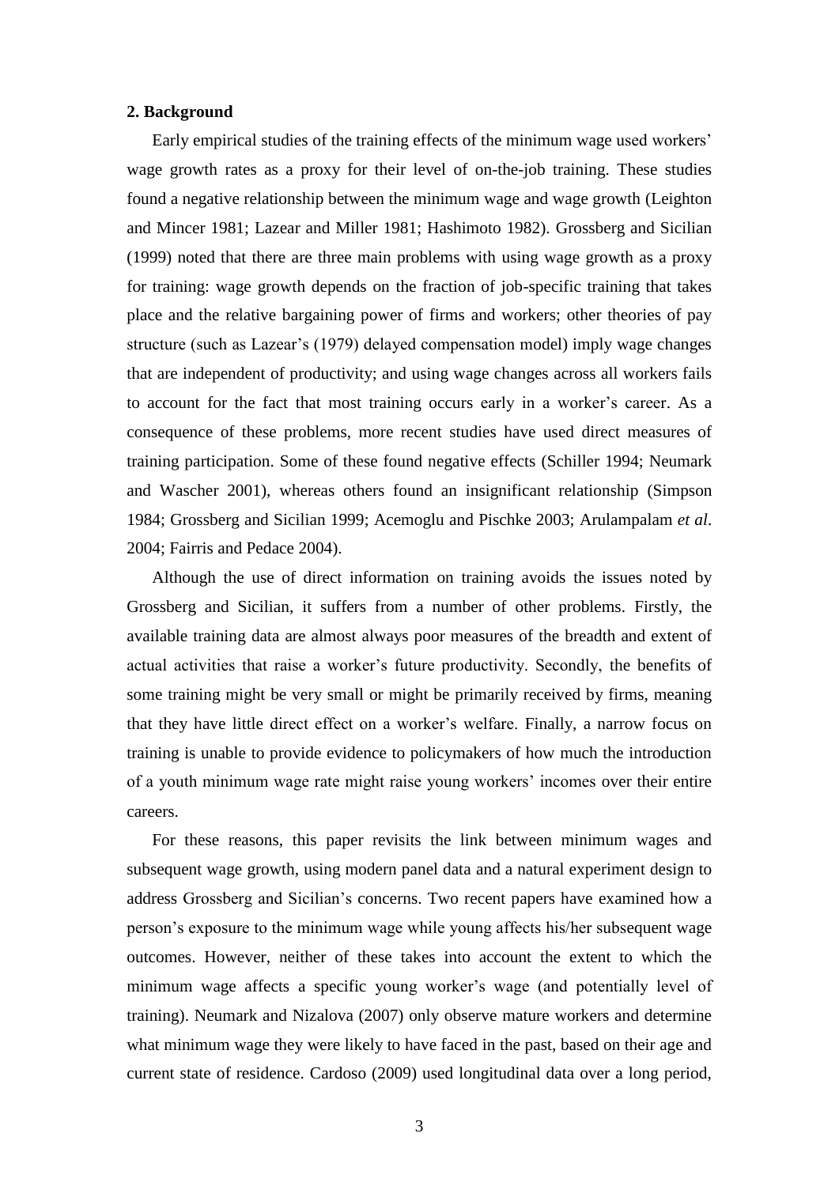## 2. Background

Early empirical studies of the training effects of the minimum wage used workers' wage growth rates as a proxy for their level of on-the-job training. These studies found a negative relationship between the minimum wage and wage growth (Leighton and Mincer 1981; Lazear and Miller 1981; Hashimoto 1982). Grossberg and Sicilian (1999) noted that there are three main problems with using wage growth as a proxy for training: wage growth depends on the fraction of job-specific training that takes place and the relative bargaining power of firms and workers; other theories of pay structure (such as Lazear's (1979) delayed compensation model) imply wage changes that are independent of productivity; and using wage changes across all workers fails to account for the fact that most training occurs early in a worker's career. As a consequence of these problems, more recent studies have used direct measures of training participation. Some of these found negative effects (Schiller 1994; Neumark and Wascher 2001), whereas others found an insignificant relationship (Simpson 1984; Grossberg and Sicilian 1999; Acemoglu and Pischke 2003; Arulampalam *et al*. 2004; Fairris and Pedace 2004).

Although the use of direct information on training avoids the issues noted by Grossberg and Sicilian, it suffers from a number of other problems. Firstly, the available training data are almost always poor measures of the breadth and extent of actual activities that raise a worker's future productivity. Secondly, the benefits of some training might be very small or might be primarily received by firms, meaning that they have little direct effect on a worker's welfare. Finally, a narrow focus on training is unable to provide evidence to policymakers of how much the introduction of a youth minimum wage rate might raise young workers' incomes over their entire careers.

For these reasons, this paper revisits the link between minimum wages and subsequent wage growth, using modern panel data and a natural experiment design to address Grossberg and Sicilian's concerns. Two recent papers have examined how a person's exposure to the minimum wage while young affects his/her subsequent wage outcomes. However, neither of these takes into account the extent to which the minimum wage affects a specific young worker's wage (and potentially level of training). Neumark and Nizalova (2007) only observe mature workers and determine what minimum wage they were likely to have faced in the past, based on their age and current state of residence. Cardoso (2009) used longitudinal data over a long period,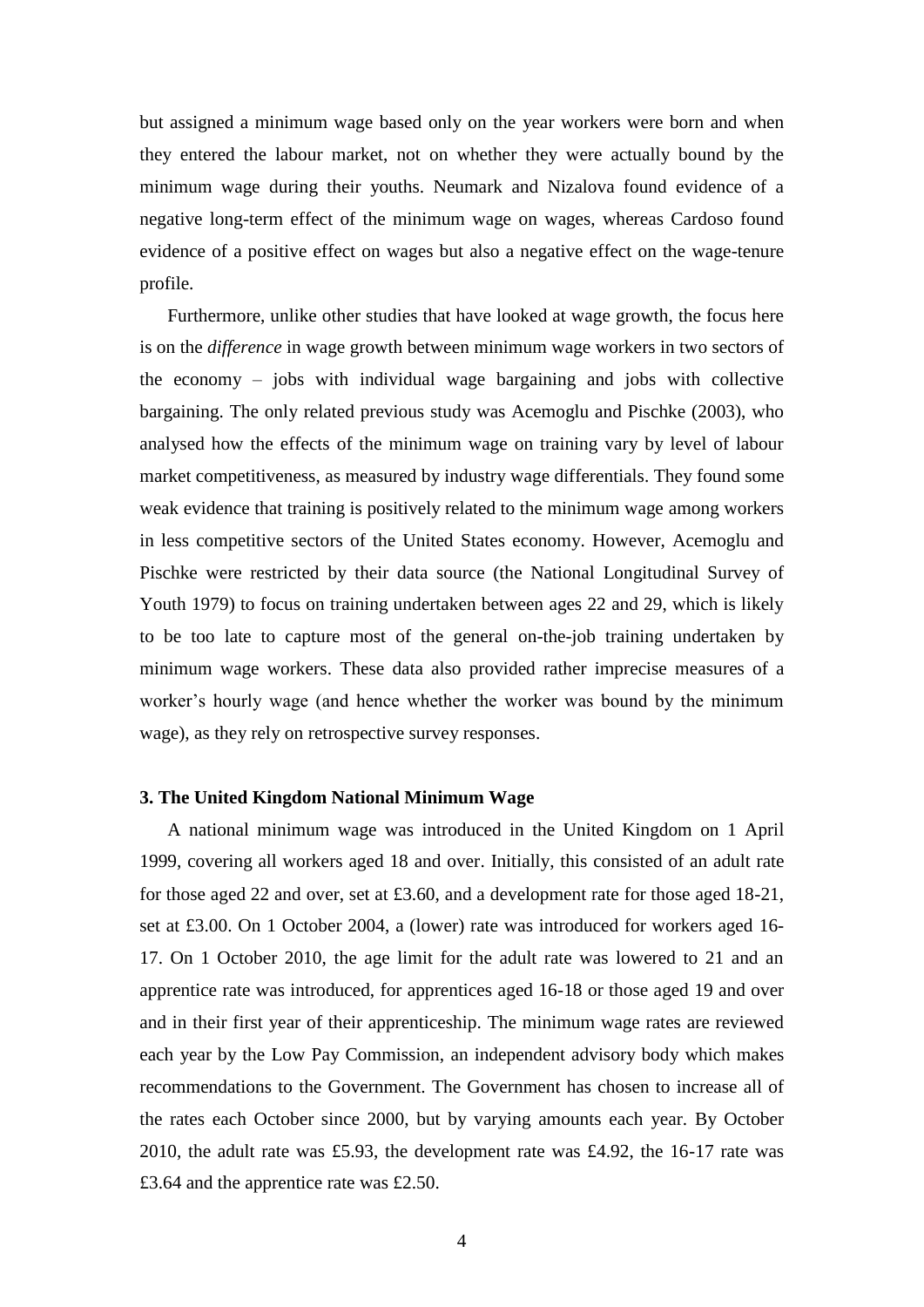but assigned a minimum wage based only on the year workers were born and when they entered the labour market, not on whether they were actually bound by the minimum wage during their youths. Neumark and Nizalova found evidence of a negative long-term effect of the minimum wage on wages, whereas Cardoso found evidence of a positive effect on wages but also a negative effect on the wage-tenure profile.

Furthermore, unlike other studies that have looked at wage growth, the focus here is on the *difference* in wage growth between minimum wage workers in two sectors of the economy – jobs with individual wage bargaining and jobs with collective bargaining. The only related previous study was Acemoglu and Pischke (2003), who analysed how the effects of the minimum wage on training vary by level of labour market competitiveness, as measured by industry wage differentials. They found some weak evidence that training is positively related to the minimum wage among workers in less competitive sectors of the United States economy. However, Acemoglu and Pischke were restricted by their data source (the National Longitudinal Survey of Youth 1979) to focus on training undertaken between ages 22 and 29, which is likely to be too late to capture most of the general on-the-job training undertaken by minimum wage workers. These data also provided rather imprecise measures of a worker's hourly wage (and hence whether the worker was bound by the minimum wage), as they rely on retrospective survey responses.

## 3. The United Kingdom National Minimum Wage

A national minimum wage was introduced in the United Kingdom on 1 April 1999, covering all workers aged 18 and over. Initially, this consisted of an adult rate for those aged 22 and over, set at £3.60, and a development rate for those aged 18-21, set at £3.00. On 1 October 2004, a (lower) rate was introduced for workers aged 16-17. On 1 October 2010, the age limit for the adult rate was lowered to 21 and an apprentice rate was introduced, for apprentices aged 16-18 or those aged 19 and over and in their first year of their apprenticeship. The minimum wage rates are reviewed each year by the Low Pay Commission, an independent advisory body which makes recommendations to the Government. The Government has chosen to increase all of the rates each October since 2000, but by varying amounts each year. By October 2010, the adult rate was £5.93, the development rate was £4.92, the 16-17 rate was £3.64 and the apprentice rate was £2.50.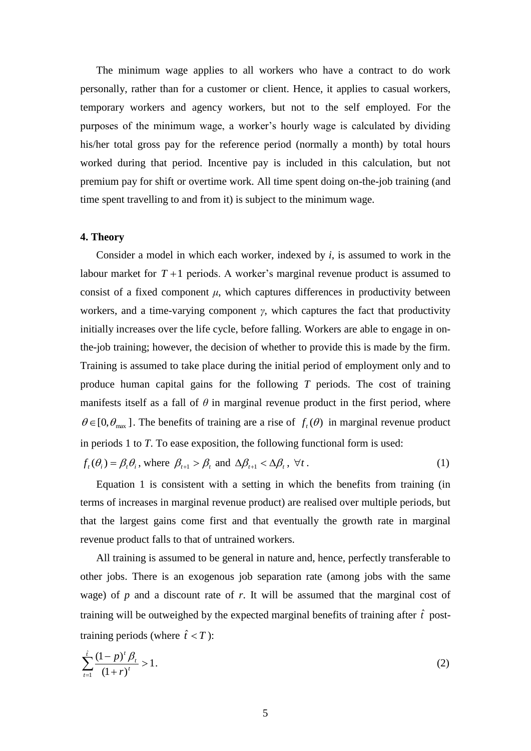The minimum wage applies to all workers who have a contract to do work personally, rather than for a customer or client. Hence, it applies to casual workers, temporary workers and agency workers, but not to the self employed. For the purposes of the minimum wage, a worker's hourly wage is calculated by dividing his/her total gross pay for the reference period (normally a month) by total hours worked during that period. Incentive pay is included in this calculation, but not premium pay for shift or overtime work. All time spent doing on-the-job training (and time spent travelling to and from it) is subject to the minimum wage.

**4. Theory**

Consider a model in which each worker, indexed by *i*, is assumed to work in the labour market for $T+1$ periods. A worker's marginal revenue product is assumed to consist of a fixed component $\mu$, which captures differences in productivity between workers, and a time-varying component $\gamma$, which captures the fact that productivity initially increases over the life cycle, before falling. Workers are able to engage in on-the-job training; however, the decision of whether to provide this is made by the firm. Training is assumed to take place during the initial period of employment only and to produce human capital gains for the following *T* periods. The cost of training manifests itself as a fall of $\theta$ in marginal revenue product in the first period, where $\theta \in [0, \theta_{\max}]$. The benefits of training are a rise of $f_t(\theta)$ in marginal revenue product in periods 1 to *T*. To ease exposition, the following functional form is used:

$$f_t(\theta_i) = \beta_t \theta_i \text{, where } \beta_{t+1} > \beta_t \text{ and } \Delta\beta_{t+1} < \Delta\beta_t \text{, } \forall t. \tag{1}$$

Equation 1 is consistent with a setting in which the benefits from training (in terms of increases in marginal revenue product) are realised over multiple periods, but that the largest gains come first and that eventually the growth rate in marginal revenue product falls to that of untrained workers.

All training is assumed to be general in nature and, hence, perfectly transferable to other jobs. There is an exogenous job separation rate (among jobs with the same wage) of *p* and a discount rate of *r*. It will be assumed that the marginal cost of training will be outweighed by the expected marginal benefits of training after $\hat{t}$ post-training periods (where $\hat{t} < T$):

$$\sum_{t=1}^{\hat{t}} \frac{(1-p)^t \beta_t}{(1+r)^t} > 1. \tag{2}$$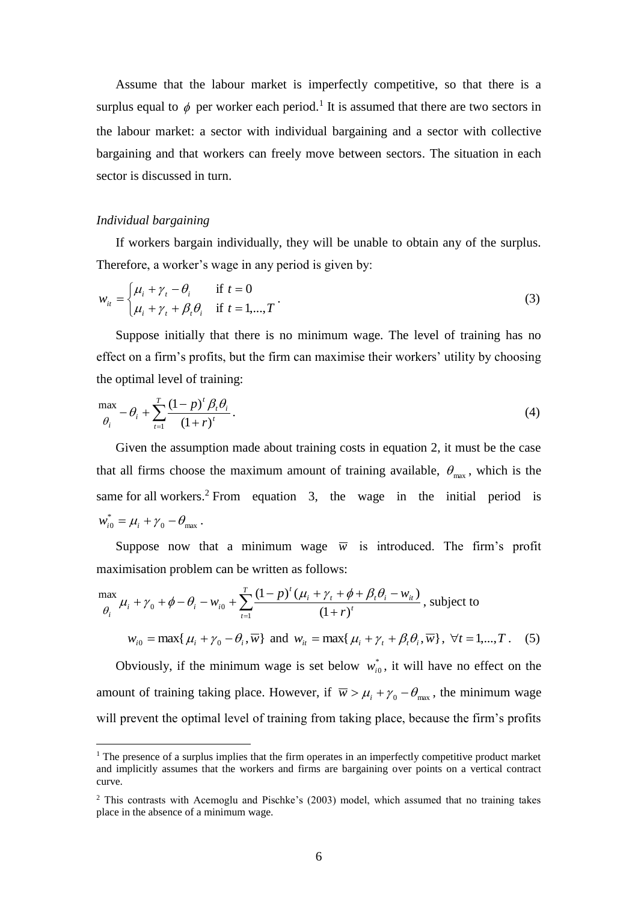Assume that the labour market is imperfectly competitive, so that there is a surplus equal to $\phi$ per worker each period.[1] It is assumed that there are two sectors in the labour market: a sector with individual bargaining and a sector with collective bargaining and that workers can freely move between sectors. The situation in each sector is discussed in turn.

*Individual bargaining*

If workers bargain individually, they will be unable to obtain any of the surplus. Therefore, a worker's wage in any period is given by:

$$w_{it} = \begin{cases} \mu_i + \gamma_t - \theta_i & \text{if } t = 0 \\ \mu_i + \gamma_t + \beta_t \theta_i & \text{if } t = 1,...,T \end{cases}. \tag{3}$$

Suppose initially that there is no minimum wage. The level of training has no effect on a firm's profits, but the firm can maximise their workers' utility by choosing the optimal level of training:

$$\max_{\theta_i} -\theta_i + \sum_{t=1}^{T} \frac{(1-p)^t \beta_t \theta_i}{(1+r)^t}. \tag{4}$$

Given the assumption made about training costs in equation 2, it must be the case that all firms choose the maximum amount of training available, $\theta_{\max}$, which is the same for all workers.[2] From equation 3, the wage in the initial period is $w_{i0}^* = \mu_i + \gamma_0 - \theta_{\max}$.

Suppose now that a minimum wage $\overline{w}$ is introduced. The firm's profit maximisation problem can be written as follows:

$$\max_{\theta_i} \mu_i + \gamma_0 + \phi - \theta_i - w_{i0} + \sum_{t=1}^{T} \frac{(1-p)^t (\mu_i + \gamma_t + \phi + \beta_t \theta_i - w_{it})}{(1+r)^t}, \text{ subject to}$$

$$w_{i0} = \max\{\mu_i + \gamma_0 - \theta_i, \overline{w}\} \text{ and } w_{it} = \max\{\mu_i + \gamma_t + \beta_t \theta_i, \overline{w}\},\ \forall t = 1,...,T. \tag{5}$$

Obviously, if the minimum wage is set below $w_{i0}^*$, it will have no effect on the amount of training taking place. However, if $\overline{w} > \mu_i + \gamma_0 - \theta_{\max}$, the minimum wage will prevent the optimal level of training from taking place, because the firm's profits

---

[1] The presence of a surplus implies that the firm operates in an imperfectly competitive product market and implicitly assumes that the workers and firms are bargaining over points on a vertical contract curve.

[2] This contrasts with Acemoglu and Pischke's (2003) model, which assumed that no training takes place in the absence of a minimum wage.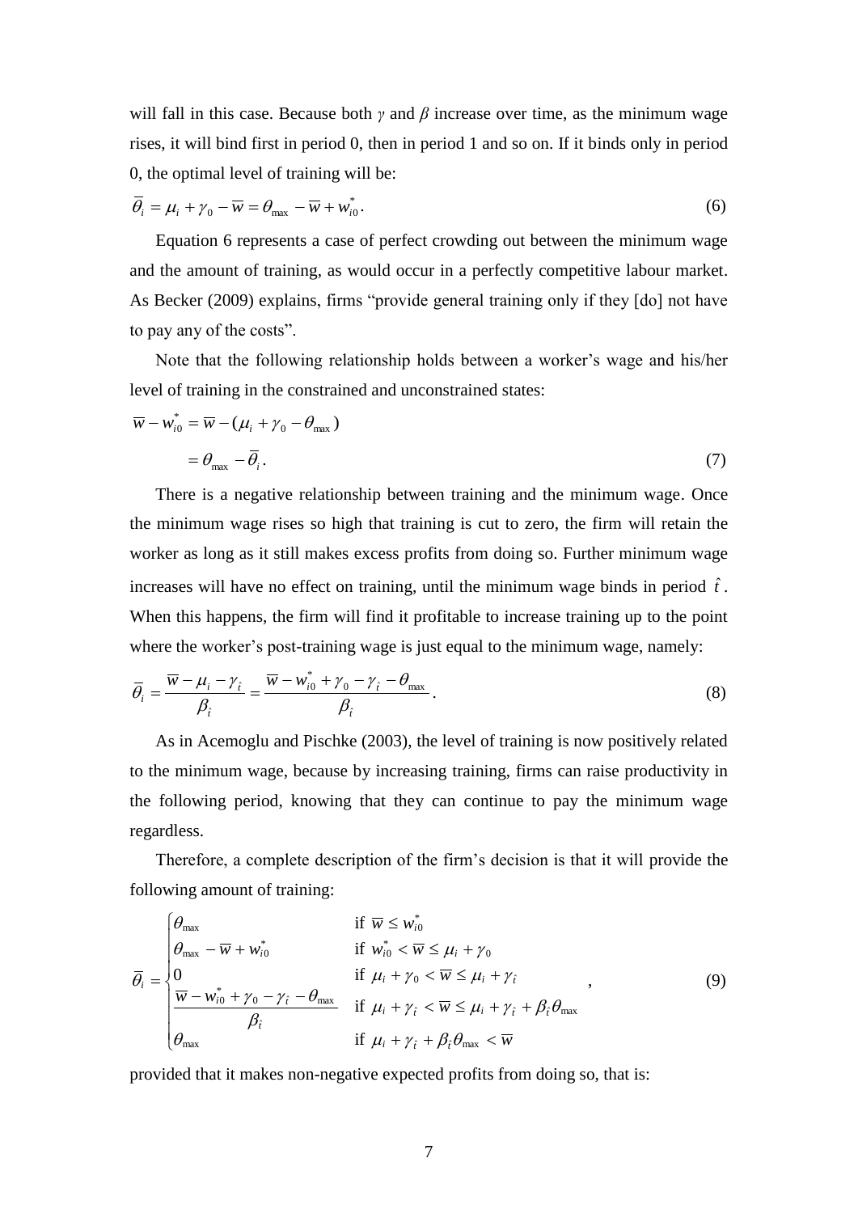will fall in this case. Because both $\gamma$ and $\beta$ increase over time, as the minimum wage rises, it will bind first in period 0, then in period 1 and so on. If it binds only in period 0, the optimal level of training will be:

$$\bar{\theta}_i = \mu_i + \gamma_0 - \bar{w} = \theta_{\max} - \bar{w} + w_{i0}^*. \tag{6}$$

Equation 6 represents a case of perfect crowding out between the minimum wage and the amount of training, as would occur in a perfectly competitive labour market. As Becker (2009) explains, firms "provide general training only if they [do] not have to pay any of the costs".

Note that the following relationship holds between a worker's wage and his/her level of training in the constrained and unconstrained states:

$$\begin{aligned} \bar{w} - w_{i0}^* &= \bar{w} - (\mu_i + \gamma_0 - \theta_{\max}) \\ &= \theta_{\max} - \bar{\theta}_i. \end{aligned} \tag{7}$$

There is a negative relationship between training and the minimum wage. Once the minimum wage rises so high that training is cut to zero, the firm will retain the worker as long as it still makes excess profits from doing so. Further minimum wage increases will have no effect on training, until the minimum wage binds in period $\hat{t}$. When this happens, the firm will find it profitable to increase training up to the point where the worker's post-training wage is just equal to the minimum wage, namely:

$$\bar{\theta}_i = \frac{\bar{w} - \mu_i - \gamma_{\hat{t}}}{\beta_{\hat{t}}} = \frac{\bar{w} - w_{i0}^* + \gamma_0 - \gamma_{\hat{t}} - \theta_{\max}}{\beta_{\hat{t}}}. \tag{8}$$

As in Acemoglu and Pischke (2003), the level of training is now positively related to the minimum wage, because by increasing training, firms can raise productivity in the following period, knowing that they can continue to pay the minimum wage regardless.

Therefore, a complete description of the firm's decision is that it will provide the following amount of training:

$$\bar{\theta}_i = \begin{cases} \theta_{\max} & \text{if } \bar{w} \le w_{i0}^* \\ \theta_{\max} - \bar{w} + w_{i0}^* & \text{if } w_{i0}^* < \bar{w} \le \mu_i + \gamma_0 \\ 0 & \text{if } \mu_i + \gamma_0 < \bar{w} \le \mu_i + \gamma_{\hat{t}} \\ \dfrac{\bar{w} - w_{i0}^* + \gamma_0 - \gamma_{\hat{t}} - \theta_{\max}}{\beta_{\hat{t}}} & \text{if } \mu_i + \gamma_{\hat{t}} < \bar{w} \le \mu_i + \gamma_{\hat{t}} + \beta_{\hat{t}}\theta_{\max} \\ \theta_{\max} & \text{if } \mu_i + \gamma_{\hat{t}} + \beta_{\hat{t}}\theta_{\max} < \bar{w} \end{cases}, \tag{9}$$

provided that it makes non-negative expected profits from doing so, that is: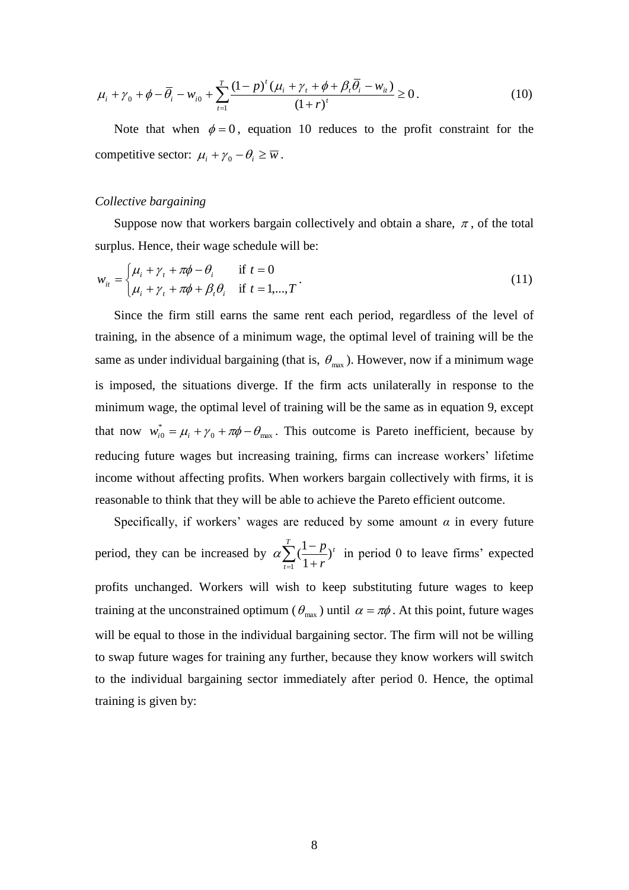$$\mu_i + \gamma_0 + \phi - \overline{\theta}_i - w_{i0} + \sum_{t=1}^{T} \frac{(1-p)^t (\mu_i + \gamma_t + \phi + \beta_t \overline{\theta}_i - w_{it})}{(1+r)^t} \geq 0 . \tag{10}$$

Note that when $\phi = 0$, equation 10 reduces to the profit constraint for the competitive sector: $\mu_i + \gamma_0 - \theta_i \geq \overline{w}$.

*Collective bargaining*

Suppose now that workers bargain collectively and obtain a share, $\pi$, of the total surplus. Hence, their wage schedule will be:

$$w_{it} = \begin{cases} \mu_i + \gamma_t + \pi\phi - \theta_i & \text{if } t = 0 \\ \mu_i + \gamma_t + \pi\phi + \beta_t \theta_i & \text{if } t = 1,...,T \end{cases} . \tag{11}$$

Since the firm still earns the same rent each period, regardless of the level of training, in the absence of a minimum wage, the optimal level of training will be the same as under individual bargaining (that is, $\theta_{\max}$). However, now if a minimum wage is imposed, the situations diverge. If the firm acts unilaterally in response to the minimum wage, the optimal level of training will be the same as in equation 9, except that now $w_{i0}^* = \mu_i + \gamma_0 + \pi\phi - \theta_{\max}$. This outcome is Pareto inefficient, because by reducing future wages but increasing training, firms can increase workers' lifetime income without affecting profits. When workers bargain collectively with firms, it is reasonable to think that they will be able to achieve the Pareto efficient outcome.

Specifically, if workers' wages are reduced by some amount $\alpha$ in every future period, they can be increased by $\alpha \sum_{t=1}^{T} (\frac{1-p}{1+r})^t$ in period 0 to leave firms' expected profits unchanged. Workers will wish to keep substituting future wages to keep training at the unconstrained optimum ($\theta_{\max}$) until $\alpha = \pi\phi$. At this point, future wages will be equal to those in the individual bargaining sector. The firm will not be willing to swap future wages for training any further, because they know workers will switch to the individual bargaining sector immediately after period 0. Hence, the optimal training is given by: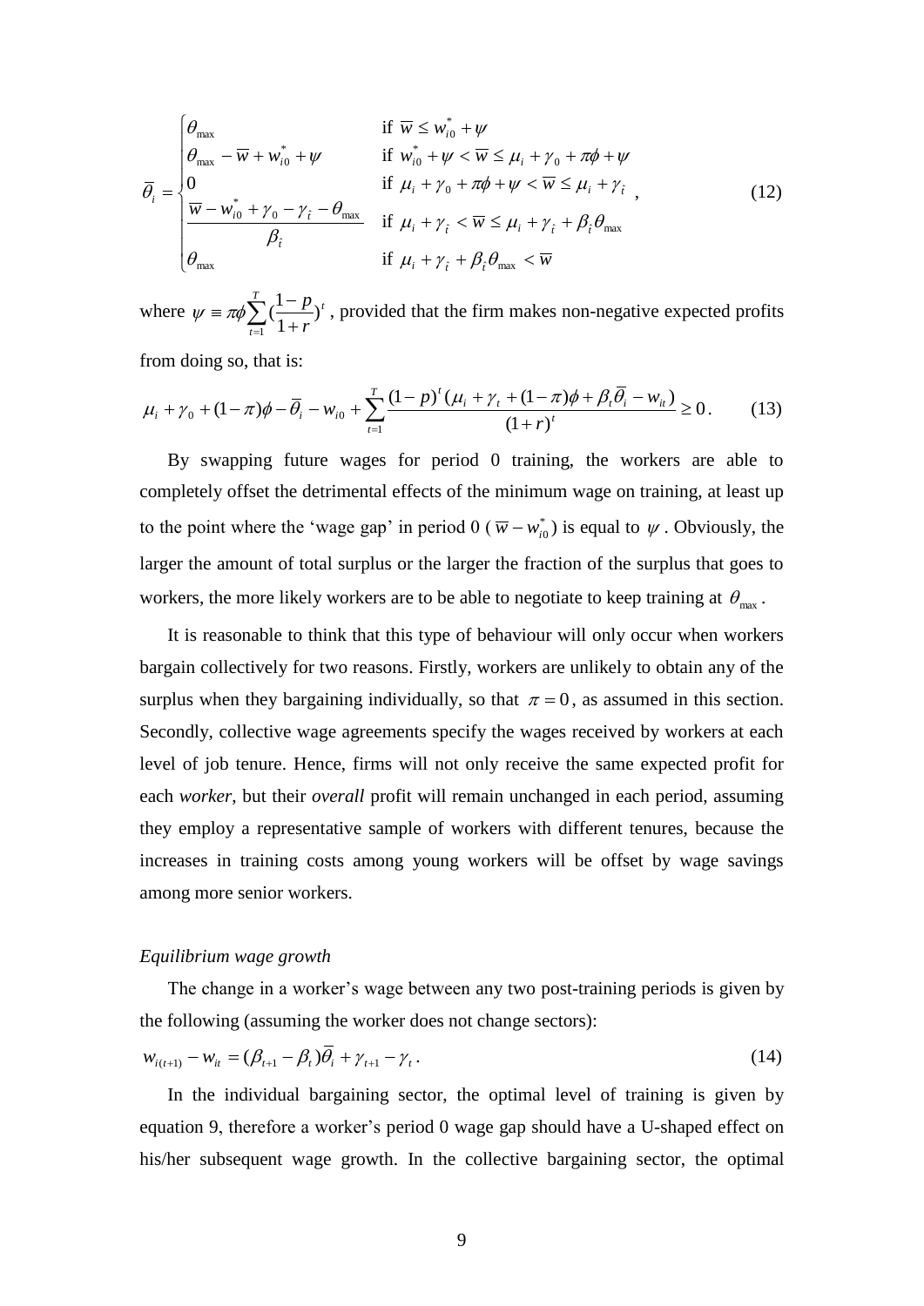$$
\overline{\theta}_i = \begin{cases} \theta_{\max} & \text{if } \overline{w} \le w_{i0}^* + \psi \\ \theta_{\max} - \overline{w} + w_{i0}^* + \psi & \text{if } w_{i0}^* + \psi < \overline{w} \le \mu_i + \gamma_0 + \pi\phi + \psi \\ 0 & \text{if } \mu_i + \gamma_0 + \pi\phi + \psi < \overline{w} \le \mu_i + \gamma_{\hat{t}} \\ \dfrac{\overline{w} - w_{i0}^* + \gamma_0 - \gamma_{\hat{t}} - \theta_{\max}}{\beta_{\hat{t}}} & \text{if } \mu_i + \gamma_{\hat{t}} < \overline{w} \le \mu_i + \gamma_{\hat{t}} + \beta_{\hat{t}}\theta_{\max} \\ \theta_{\max} & \text{if } \mu_i + \gamma_{\hat{t}} + \beta_{\hat{t}}\theta_{\max} < \overline{w} \end{cases}, \tag{12}
$$

where $\psi \equiv \pi\phi \sum_{t=1}^{T} (\frac{1-p}{1+r})^t$, provided that the firm makes non-negative expected profits from doing so, that is:

$$
\mu_i + \gamma_0 + (1-\pi)\phi - \overline{\theta}_i - w_{i0} + \sum_{t=1}^{T} \frac{(1-p)^t (\mu_i + \gamma_t + (1-\pi)\phi + \beta_t \overline{\theta}_i - w_{it})}{(1+r)^t} \ge 0. \tag{13}
$$

By swapping future wages for period 0 training, the workers are able to completely offset the detrimental effects of the minimum wage on training, at least up to the point where the 'wage gap' in period 0 ($\overline{w} - w_{i0}^*$) is equal to $\psi$. Obviously, the larger the amount of total surplus or the larger the fraction of the surplus that goes to workers, the more likely workers are to be able to negotiate to keep training at $\theta_{\max}$.

It is reasonable to think that this type of behaviour will only occur when workers bargain collectively for two reasons. Firstly, workers are unlikely to obtain any of the surplus when they bargaining individually, so that $\pi = 0$, as assumed in this section. Secondly, collective wage agreements specify the wages received by workers at each level of job tenure. Hence, firms will not only receive the same expected profit for each *worker*, but their *overall* profit will remain unchanged in each period, assuming they employ a representative sample of workers with different tenures, because the increases in training costs among young workers will be offset by wage savings among more senior workers.

*Equilibrium wage growth*

The change in a worker's wage between any two post-training periods is given by the following (assuming the worker does not change sectors):

$$
w_{i(t+1)} - w_{it} = (\beta_{t+1} - \beta_t)\overline{\theta}_i + \gamma_{t+1} - \gamma_t. \tag{14}
$$

In the individual bargaining sector, the optimal level of training is given by equation 9, therefore a worker's period 0 wage gap should have a U-shaped effect on his/her subsequent wage growth. In the collective bargaining sector, the optimal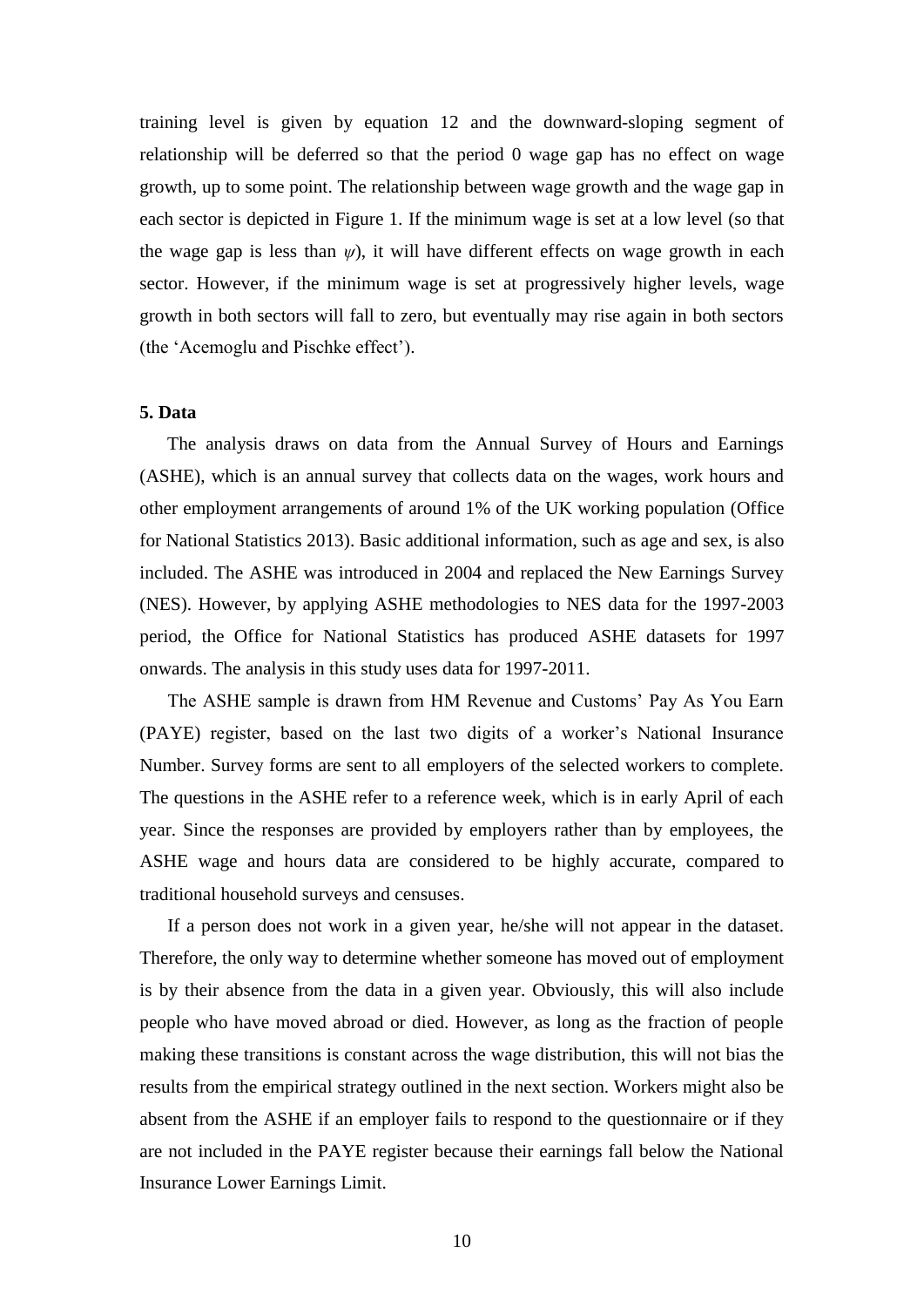training level is given by equation 12 and the downward-sloping segment of relationship will be deferred so that the period 0 wage gap has no effect on wage growth, up to some point. The relationship between wage growth and the wage gap in each sector is depicted in Figure 1. If the minimum wage is set at a low level (so that the wage gap is less than $\psi$), it will have different effects on wage growth in each sector. However, if the minimum wage is set at progressively higher levels, wage growth in both sectors will fall to zero, but eventually may rise again in both sectors (the 'Acemoglu and Pischke effect').

## 5. Data

The analysis draws on data from the Annual Survey of Hours and Earnings (ASHE), which is an annual survey that collects data on the wages, work hours and other employment arrangements of around 1% of the UK working population (Office for National Statistics 2013). Basic additional information, such as age and sex, is also included. The ASHE was introduced in 2004 and replaced the New Earnings Survey (NES). However, by applying ASHE methodologies to NES data for the 1997-2003 period, the Office for National Statistics has produced ASHE datasets for 1997 onwards. The analysis in this study uses data for 1997-2011.

The ASHE sample is drawn from HM Revenue and Customs' Pay As You Earn (PAYE) register, based on the last two digits of a worker's National Insurance Number. Survey forms are sent to all employers of the selected workers to complete. The questions in the ASHE refer to a reference week, which is in early April of each year. Since the responses are provided by employers rather than by employees, the ASHE wage and hours data are considered to be highly accurate, compared to traditional household surveys and censuses.

If a person does not work in a given year, he/she will not appear in the dataset. Therefore, the only way to determine whether someone has moved out of employment is by their absence from the data in a given year. Obviously, this will also include people who have moved abroad or died. However, as long as the fraction of people making these transitions is constant across the wage distribution, this will not bias the results from the empirical strategy outlined in the next section. Workers might also be absent from the ASHE if an employer fails to respond to the questionnaire or if they are not included in the PAYE register because their earnings fall below the National Insurance Lower Earnings Limit.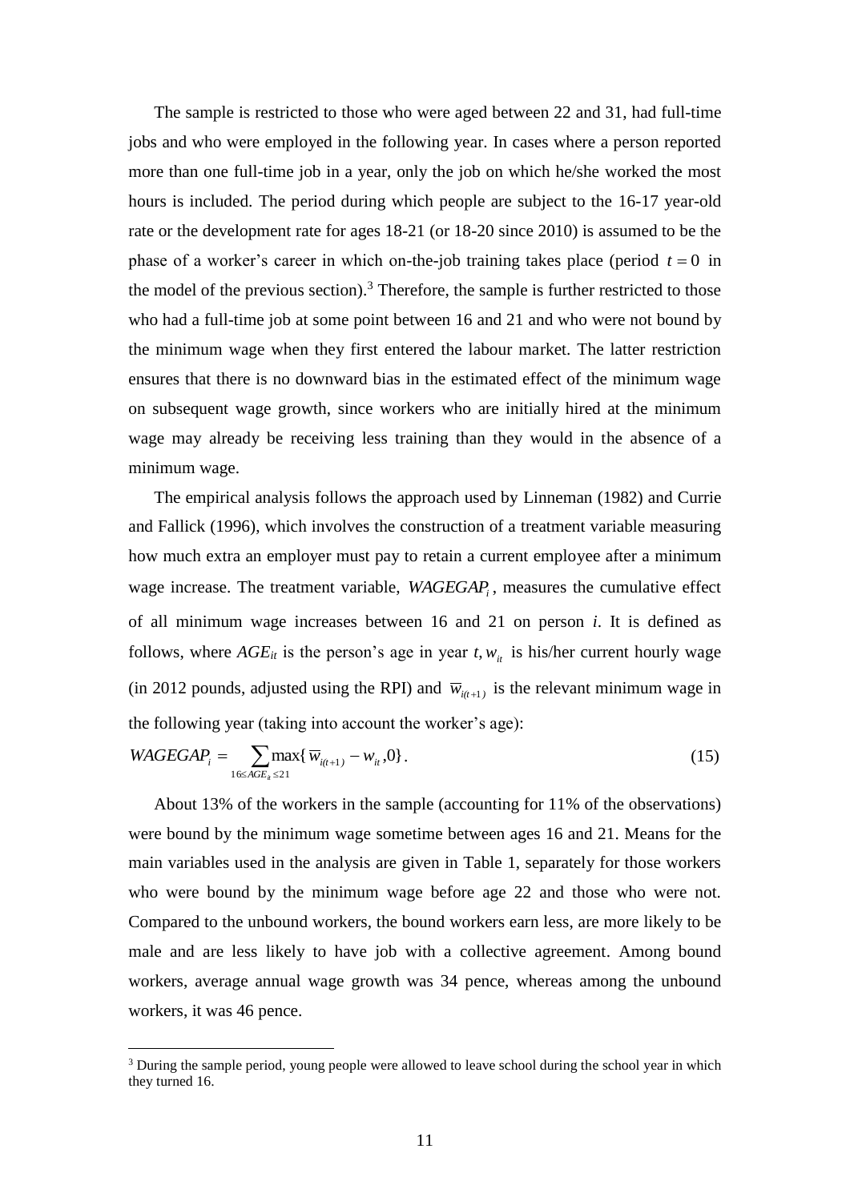The sample is restricted to those who were aged between 22 and 31, had full-time jobs and who were employed in the following year. In cases where a person reported more than one full-time job in a year, only the job on which he/she worked the most hours is included. The period during which people are subject to the 16-17 year-old rate or the development rate for ages 18-21 (or 18-20 since 2010) is assumed to be the phase of a worker's career in which on-the-job training takes place (period $t = 0$ in the model of the previous section).[3] Therefore, the sample is further restricted to those who had a full-time job at some point between 16 and 21 and who were not bound by the minimum wage when they first entered the labour market. The latter restriction ensures that there is no downward bias in the estimated effect of the minimum wage on subsequent wage growth, since workers who are initially hired at the minimum wage may already be receiving less training than they would in the absence of a minimum wage.

The empirical analysis follows the approach used by Linneman (1982) and Currie and Fallick (1996), which involves the construction of a treatment variable measuring how much extra an employer must pay to retain a current employee after a minimum wage increase. The treatment variable, $WAGEGAP_i$, measures the cumulative effect of all minimum wage increases between 16 and 21 on person *i*. It is defined as follows, where $AGE_{it}$ is the person's age in year $t, w_{it}$ is his/her current hourly wage (in 2012 pounds, adjusted using the RPI) and $\overline{w}_{i(t+1)}$ is the relevant minimum wage in the following year (taking into account the worker's age):

$$WAGEGAP_i = \sum_{16 \le AGE_{it} \le 21} \max\{\overline{w}_{i(t+1)} - w_{it}, 0\}. \tag{15}$$

About 13% of the workers in the sample (accounting for 11% of the observations) were bound by the minimum wage sometime between ages 16 and 21. Means for the main variables used in the analysis are given in Table 1, separately for those workers who were bound by the minimum wage before age 22 and those who were not. Compared to the unbound workers, the bound workers earn less, are more likely to be male and are less likely to have job with a collective agreement. Among bound workers, average annual wage growth was 34 pence, whereas among the unbound workers, it was 46 pence.

[3] During the sample period, young people were allowed to leave school during the school year in which they turned 16.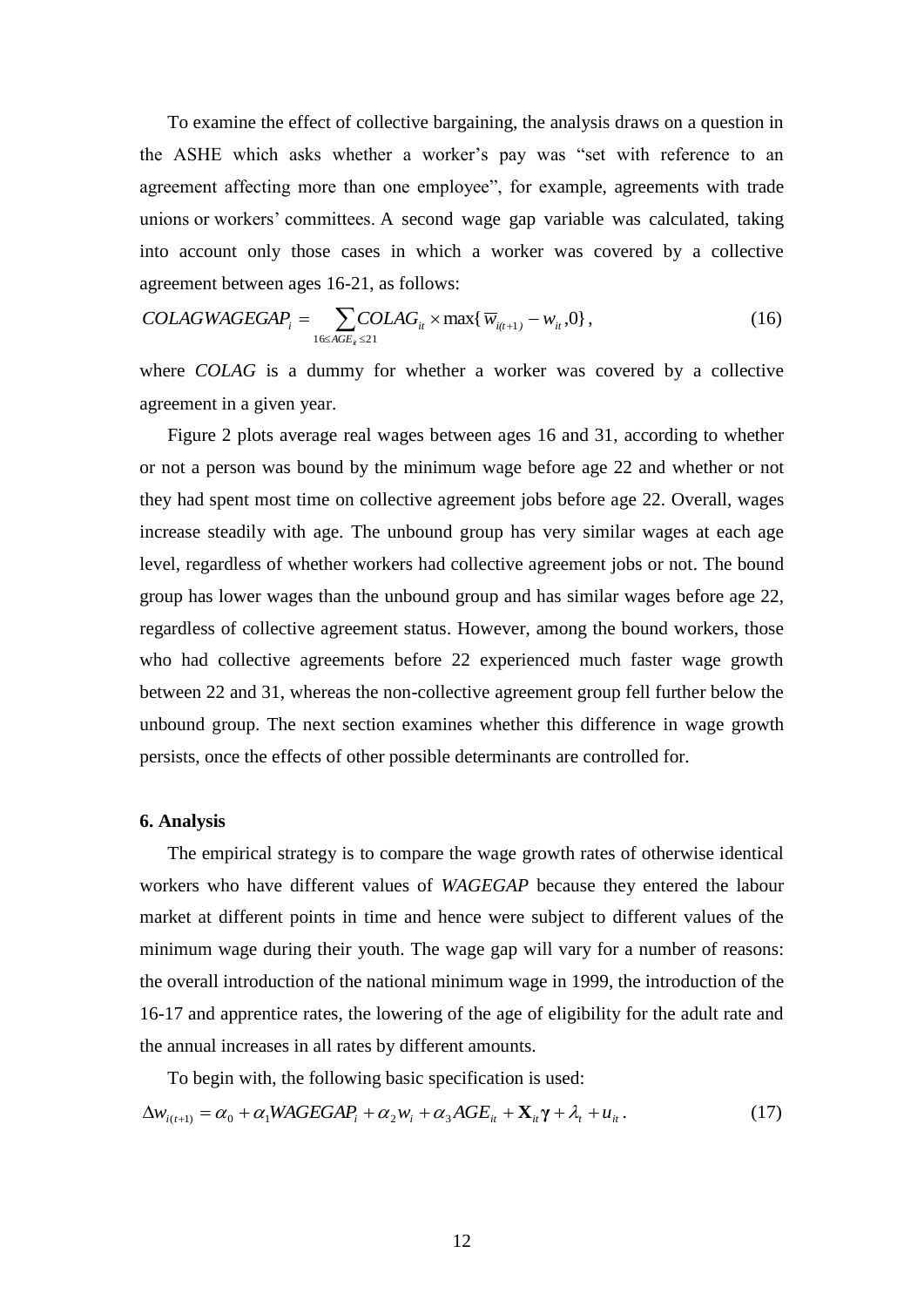To examine the effect of collective bargaining, the analysis draws on a question in the ASHE which asks whether a worker's pay was "set with reference to an agreement affecting more than one employee", for example, agreements with trade unions or workers' committees. A second wage gap variable was calculated, taking into account only those cases in which a worker was covered by a collective agreement between ages 16-21, as follows:

$$COLAGWAGEGAP_i = \sum_{16 \le AGE_{it} \le 21} COLAG_{it} \times \max\{\overline{w}_{i(t+1)} - w_{it}, 0\}, \tag{16}$$

where *COLAG* is a dummy for whether a worker was covered by a collective agreement in a given year.

Figure 2 plots average real wages between ages 16 and 31, according to whether or not a person was bound by the minimum wage before age 22 and whether or not they had spent most time on collective agreement jobs before age 22. Overall, wages increase steadily with age. The unbound group has very similar wages at each age level, regardless of whether workers had collective agreement jobs or not. The bound group has lower wages than the unbound group and has similar wages before age 22, regardless of collective agreement status. However, among the bound workers, those who had collective agreements before 22 experienced much faster wage growth between 22 and 31, whereas the non-collective agreement group fell further below the unbound group. The next section examines whether this difference in wage growth persists, once the effects of other possible determinants are controlled for.

## 6. Analysis

The empirical strategy is to compare the wage growth rates of otherwise identical workers who have different values of *WAGEGAP* because they entered the labour market at different points in time and hence were subject to different values of the minimum wage during their youth. The wage gap will vary for a number of reasons: the overall introduction of the national minimum wage in 1999, the introduction of the 16-17 and apprentice rates, the lowering of the age of eligibility for the adult rate and the annual increases in all rates by different amounts.

To begin with, the following basic specification is used:

$$\Delta w_{i(t+1)} = \alpha_0 + \alpha_1 WAGEGAP_i + \alpha_2 w_i + \alpha_3 AGE_{it} + \mathbf{X}_{it}\boldsymbol{\gamma} + \lambda_t + u_{it}. \tag{17}$$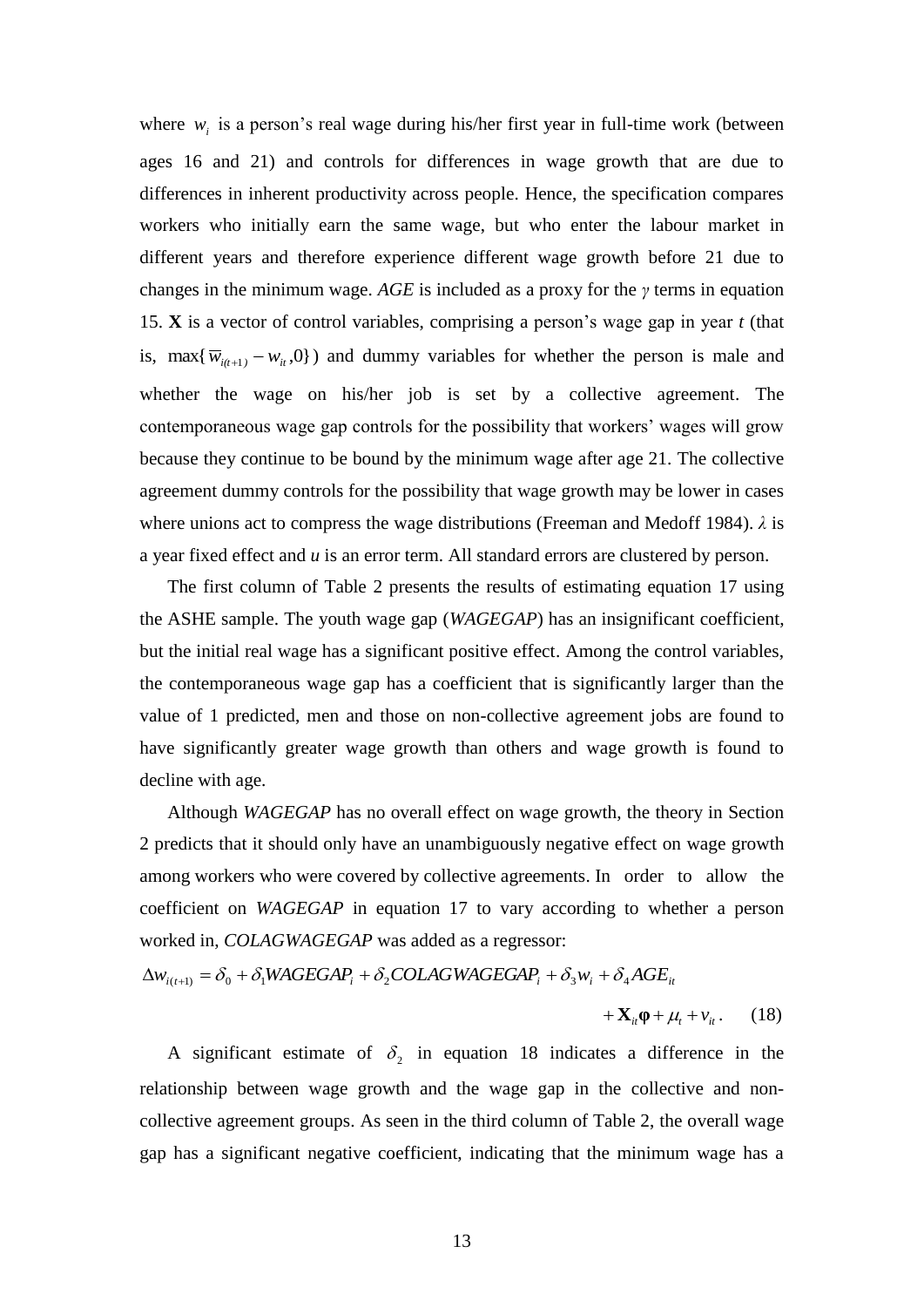where $w_i$ is a person's real wage during his/her first year in full-time work (between ages 16 and 21) and controls for differences in wage growth that are due to differences in inherent productivity across people. Hence, the specification compares workers who initially earn the same wage, but who enter the labour market in different years and therefore experience different wage growth before 21 due to changes in the minimum wage. *AGE* is included as a proxy for the *γ* terms in equation 15. **X** is a vector of control variables, comprising a person's wage gap in year *t* (that is, $\max\{\overline{w}_{i(t+1)} - w_{it}, 0\}$) and dummy variables for whether the person is male and whether the wage on his/her job is set by a collective agreement. The contemporaneous wage gap controls for the possibility that workers' wages will grow because they continue to be bound by the minimum wage after age 21. The collective agreement dummy controls for the possibility that wage growth may be lower in cases where unions act to compress the wage distributions (Freeman and Medoff 1984). *λ* is a year fixed effect and *u* is an error term. All standard errors are clustered by person.

The first column of Table 2 presents the results of estimating equation 17 using the ASHE sample. The youth wage gap (*WAGEGAP*) has an insignificant coefficient, but the initial real wage has a significant positive effect. Among the control variables, the contemporaneous wage gap has a coefficient that is significantly larger than the value of 1 predicted, men and those on non-collective agreement jobs are found to have significantly greater wage growth than others and wage growth is found to decline with age.

Although *WAGEGAP* has no overall effect on wage growth, the theory in Section 2 predicts that it should only have an unambiguously negative effect on wage growth among workers who were covered by collective agreements. In order to allow the coefficient on *WAGEGAP* in equation 17 to vary according to whether a person worked in, *COLAGWAGEGAP* was added as a regressor:

$$\Delta w_{i(t+1)} = \delta_0 + \delta_1 WAGEGAP_i + \delta_2 COLAGWAGEGAP_i + \delta_3 w_i + \delta_4 AGE_{it} + \mathbf{X}_{it}\boldsymbol{\varphi} + \mu_t + v_{it}. \qquad (18)$$

A significant estimate of $\delta_2$ in equation 18 indicates a difference in the relationship between wage growth and the wage gap in the collective and non-collective agreement groups. As seen in the third column of Table 2, the overall wage gap has a significant negative coefficient, indicating that the minimum wage has a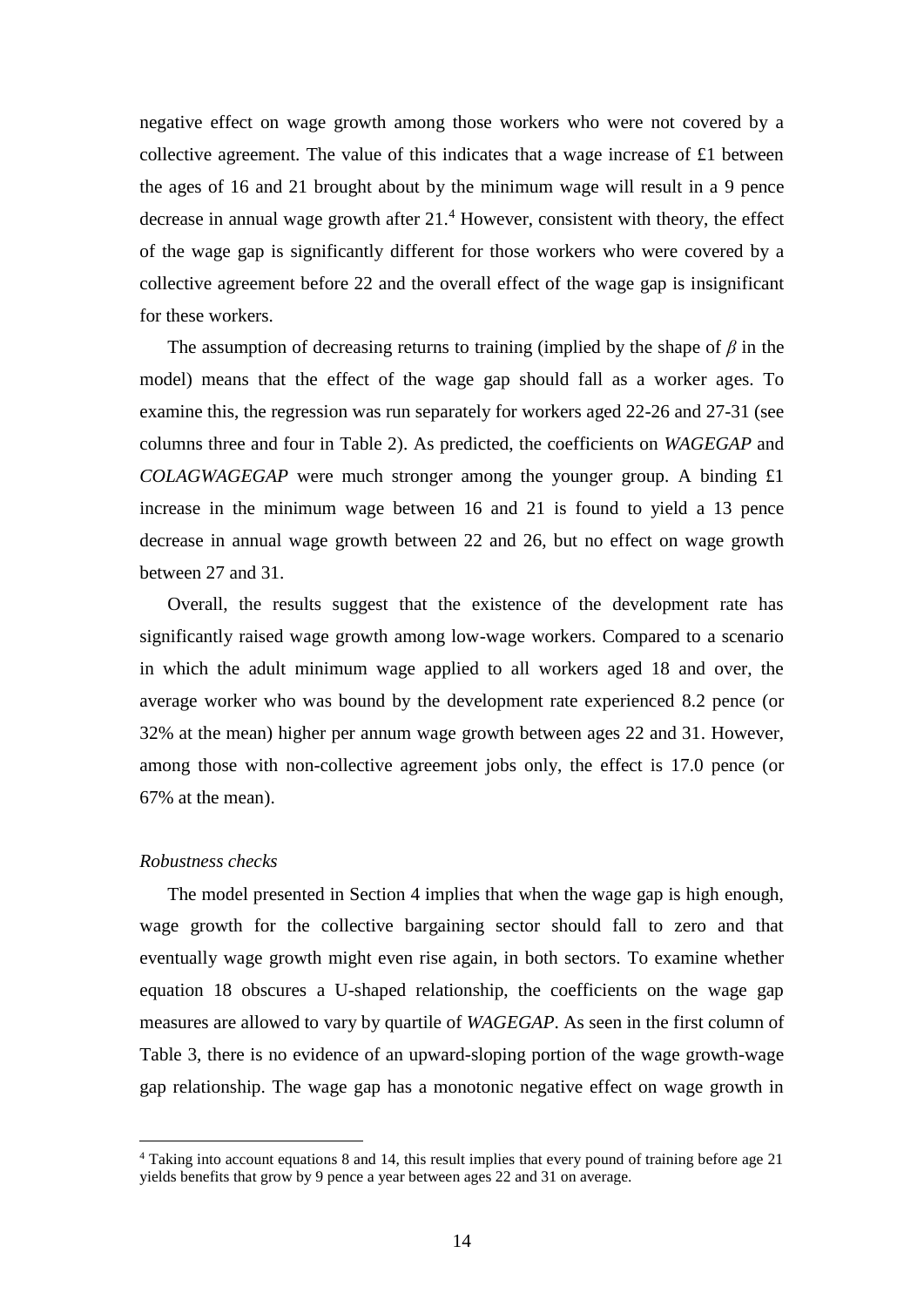negative effect on wage growth among those workers who were not covered by a collective agreement. The value of this indicates that a wage increase of £1 between the ages of 16 and 21 brought about by the minimum wage will result in a 9 pence decrease in annual wage growth after 21.[4] However, consistent with theory, the effect of the wage gap is significantly different for those workers who were covered by a collective agreement before 22 and the overall effect of the wage gap is insignificant for these workers.

The assumption of decreasing returns to training (implied by the shape of $\beta$ in the model) means that the effect of the wage gap should fall as a worker ages. To examine this, the regression was run separately for workers aged 22-26 and 27-31 (see columns three and four in Table 2). As predicted, the coefficients on *WAGEGAP* and *COLAGWAGEGAP* were much stronger among the younger group. A binding £1 increase in the minimum wage between 16 and 21 is found to yield a 13 pence decrease in annual wage growth between 22 and 26, but no effect on wage growth between 27 and 31.

Overall, the results suggest that the existence of the development rate has significantly raised wage growth among low-wage workers. Compared to a scenario in which the adult minimum wage applied to all workers aged 18 and over, the average worker who was bound by the development rate experienced 8.2 pence (or 32% at the mean) higher per annum wage growth between ages 22 and 31. However, among those with non-collective agreement jobs only, the effect is 17.0 pence (or 67% at the mean).

*Robustness checks*

The model presented in Section 4 implies that when the wage gap is high enough, wage growth for the collective bargaining sector should fall to zero and that eventually wage growth might even rise again, in both sectors. To examine whether equation 18 obscures a U-shaped relationship, the coefficients on the wage gap measures are allowed to vary by quartile of *WAGEGAP*. As seen in the first column of Table 3, there is no evidence of an upward-sloping portion of the wage growth-wage gap relationship. The wage gap has a monotonic negative effect on wage growth in

[4] Taking into account equations 8 and 14, this result implies that every pound of training before age 21 yields benefits that grow by 9 pence a year between ages 22 and 31 on average.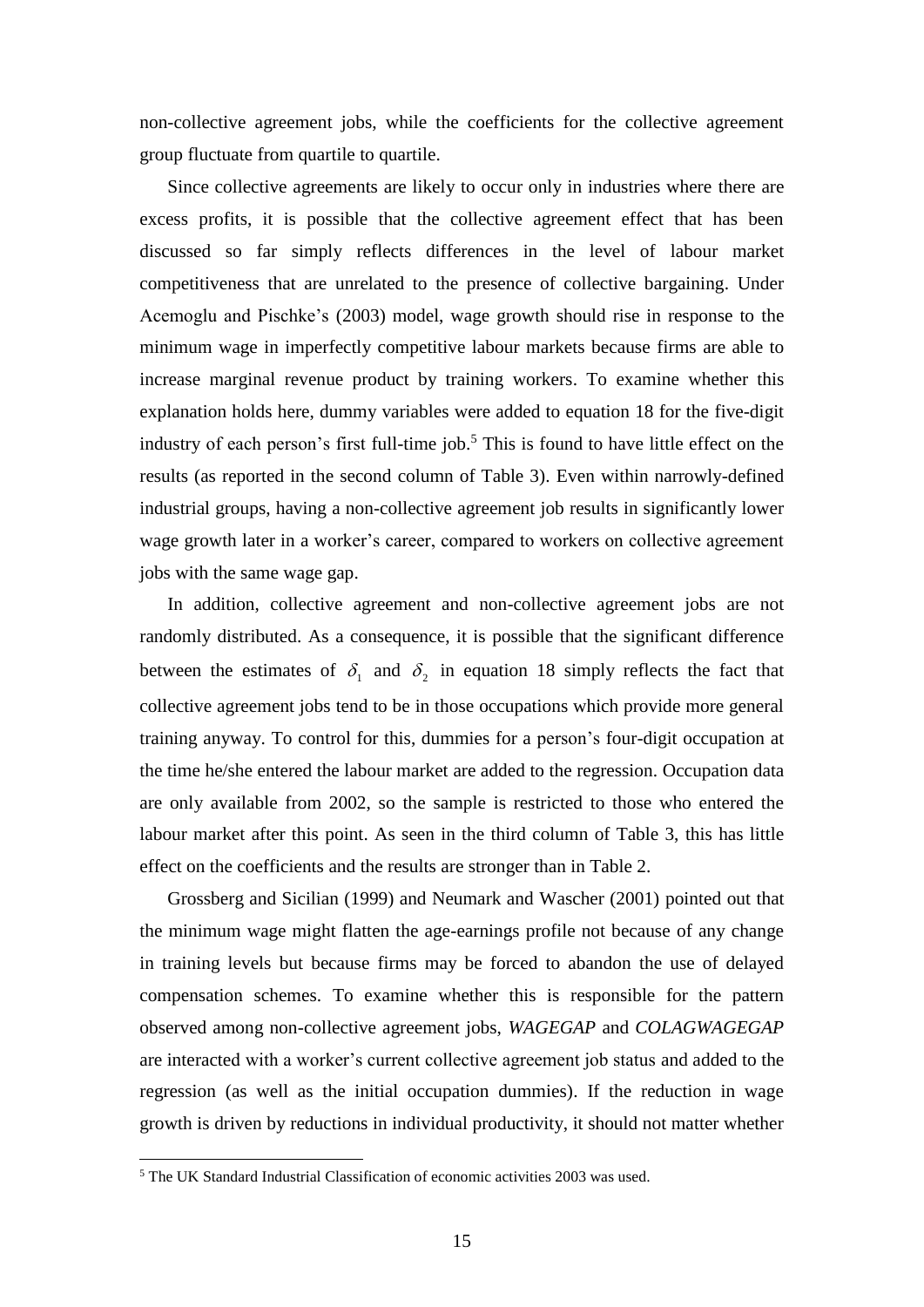non-collective agreement jobs, while the coefficients for the collective agreement group fluctuate from quartile to quartile.

Since collective agreements are likely to occur only in industries where there are excess profits, it is possible that the collective agreement effect that has been discussed so far simply reflects differences in the level of labour market competitiveness that are unrelated to the presence of collective bargaining. Under Acemoglu and Pischke's (2003) model, wage growth should rise in response to the minimum wage in imperfectly competitive labour markets because firms are able to increase marginal revenue product by training workers. To examine whether this explanation holds here, dummy variables were added to equation 18 for the five-digit industry of each person's first full-time job.[5] This is found to have little effect on the results (as reported in the second column of Table 3). Even within narrowly-defined industrial groups, having a non-collective agreement job results in significantly lower wage growth later in a worker's career, compared to workers on collective agreement jobs with the same wage gap.

In addition, collective agreement and non-collective agreement jobs are not randomly distributed. As a consequence, it is possible that the significant difference between the estimates of $\delta_1$ and $\delta_2$ in equation 18 simply reflects the fact that collective agreement jobs tend to be in those occupations which provide more general training anyway. To control for this, dummies for a person's four-digit occupation at the time he/she entered the labour market are added to the regression. Occupation data are only available from 2002, so the sample is restricted to those who entered the labour market after this point. As seen in the third column of Table 3, this has little effect on the coefficients and the results are stronger than in Table 2.

Grossberg and Sicilian (1999) and Neumark and Wascher (2001) pointed out that the minimum wage might flatten the age-earnings profile not because of any change in training levels but because firms may be forced to abandon the use of delayed compensation schemes. To examine whether this is responsible for the pattern observed among non-collective agreement jobs, *WAGEGAP* and *COLAGWAGEGAP* are interacted with a worker's current collective agreement job status and added to the regression (as well as the initial occupation dummies). If the reduction in wage growth is driven by reductions in individual productivity, it should not matter whether

[5] The UK Standard Industrial Classification of economic activities 2003 was used.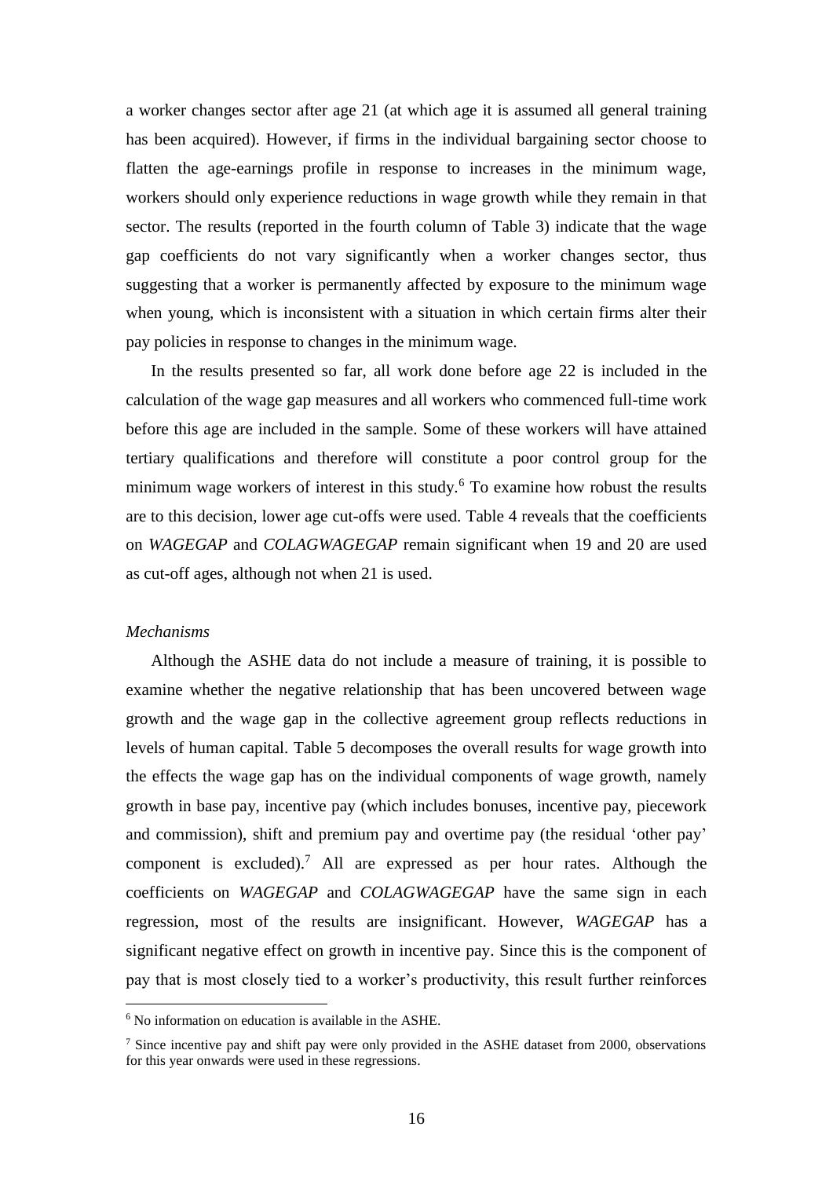a worker changes sector after age 21 (at which age it is assumed all general training has been acquired). However, if firms in the individual bargaining sector choose to flatten the age-earnings profile in response to increases in the minimum wage, workers should only experience reductions in wage growth while they remain in that sector. The results (reported in the fourth column of Table 3) indicate that the wage gap coefficients do not vary significantly when a worker changes sector, thus suggesting that a worker is permanently affected by exposure to the minimum wage when young, which is inconsistent with a situation in which certain firms alter their pay policies in response to changes in the minimum wage.

In the results presented so far, all work done before age 22 is included in the calculation of the wage gap measures and all workers who commenced full-time work before this age are included in the sample. Some of these workers will have attained tertiary qualifications and therefore will constitute a poor control group for the minimum wage workers of interest in this study.[6] To examine how robust the results are to this decision, lower age cut-offs were used. Table 4 reveals that the coefficients on *WAGEGAP* and *COLAGWAGEGAP* remain significant when 19 and 20 are used as cut-off ages, although not when 21 is used.

*Mechanisms*

Although the ASHE data do not include a measure of training, it is possible to examine whether the negative relationship that has been uncovered between wage growth and the wage gap in the collective agreement group reflects reductions in levels of human capital. Table 5 decomposes the overall results for wage growth into the effects the wage gap has on the individual components of wage growth, namely growth in base pay, incentive pay (which includes bonuses, incentive pay, piecework and commission), shift and premium pay and overtime pay (the residual 'other pay' component is excluded).[7] All are expressed as per hour rates. Although the coefficients on *WAGEGAP* and *COLAGWAGEGAP* have the same sign in each regression, most of the results are insignificant. However, *WAGEGAP* has a significant negative effect on growth in incentive pay. Since this is the component of pay that is most closely tied to a worker's productivity, this result further reinforces

[6] No information on education is available in the ASHE.

[7] Since incentive pay and shift pay were only provided in the ASHE dataset from 2000, observations for this year onwards were used in these regressions.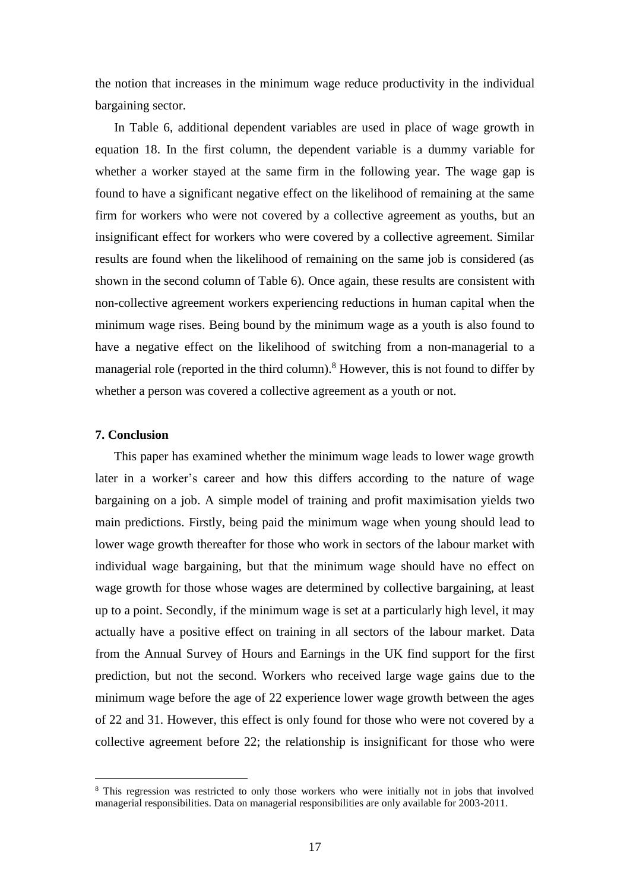the notion that increases in the minimum wage reduce productivity in the individual bargaining sector.

In Table 6, additional dependent variables are used in place of wage growth in equation 18. In the first column, the dependent variable is a dummy variable for whether a worker stayed at the same firm in the following year. The wage gap is found to have a significant negative effect on the likelihood of remaining at the same firm for workers who were not covered by a collective agreement as youths, but an insignificant effect for workers who were covered by a collective agreement. Similar results are found when the likelihood of remaining on the same job is considered (as shown in the second column of Table 6). Once again, these results are consistent with non-collective agreement workers experiencing reductions in human capital when the minimum wage rises. Being bound by the minimum wage as a youth is also found to have a negative effect on the likelihood of switching from a non-managerial to a managerial role (reported in the third column).[8] However, this is not found to differ by whether a person was covered a collective agreement as a youth or not.

## 7. Conclusion

This paper has examined whether the minimum wage leads to lower wage growth later in a worker's career and how this differs according to the nature of wage bargaining on a job. A simple model of training and profit maximisation yields two main predictions. Firstly, being paid the minimum wage when young should lead to lower wage growth thereafter for those who work in sectors of the labour market with individual wage bargaining, but that the minimum wage should have no effect on wage growth for those whose wages are determined by collective bargaining, at least up to a point. Secondly, if the minimum wage is set at a particularly high level, it may actually have a positive effect on training in all sectors of the labour market. Data from the Annual Survey of Hours and Earnings in the UK find support for the first prediction, but not the second. Workers who received large wage gains due to the minimum wage before the age of 22 experience lower wage growth between the ages of 22 and 31. However, this effect is only found for those who were not covered by a collective agreement before 22; the relationship is insignificant for those who were

[8] This regression was restricted to only those workers who were initially not in jobs that involved managerial responsibilities. Data on managerial responsibilities are only available for 2003-2011.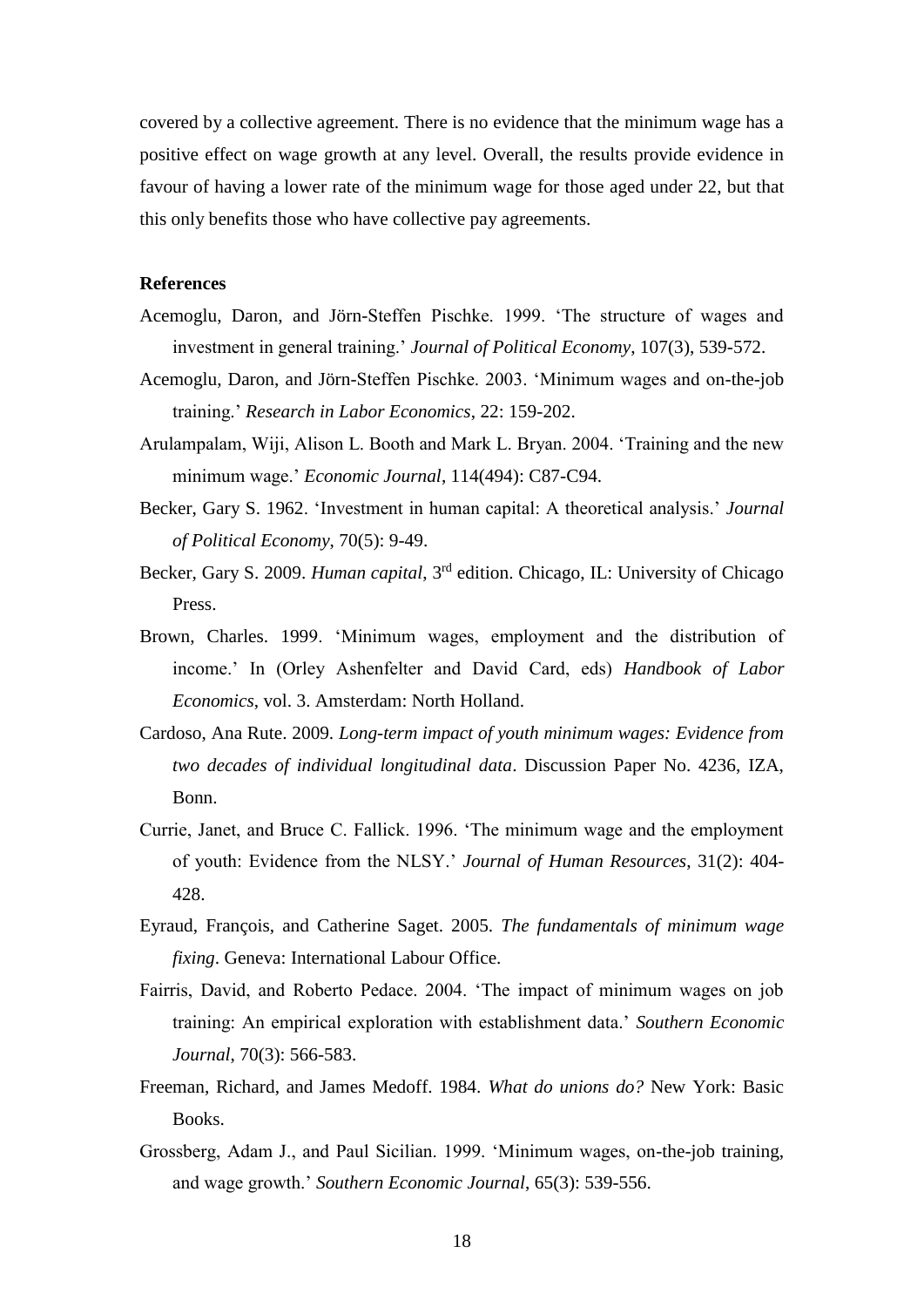covered by a collective agreement. There is no evidence that the minimum wage has a positive effect on wage growth at any level. Overall, the results provide evidence in favour of having a lower rate of the minimum wage for those aged under 22, but that this only benefits those who have collective pay agreements.

**References**

Acemoglu, Daron, and Jörn-Steffen Pischke. 1999. 'The structure of wages and investment in general training.' *Journal of Political Economy*, 107(3), 539-572.

Acemoglu, Daron, and Jörn-Steffen Pischke. 2003. 'Minimum wages and on-the-job training.' *Research in Labor Economics*, 22: 159-202.

Arulampalam, Wiji, Alison L. Booth and Mark L. Bryan. 2004. 'Training and the new minimum wage.' *Economic Journal*, 114(494): C87-C94.

Becker, Gary S. 1962. 'Investment in human capital: A theoretical analysis.' *Journal of Political Economy*, 70(5): 9-49.

Becker, Gary S. 2009. *Human capital*, 3rd edition. Chicago, IL: University of Chicago Press.

Brown, Charles. 1999. 'Minimum wages, employment and the distribution of income.' In (Orley Ashenfelter and David Card, eds) *Handbook of Labor Economics*, vol. 3. Amsterdam: North Holland.

Cardoso, Ana Rute. 2009. *Long-term impact of youth minimum wages: Evidence from two decades of individual longitudinal data*. Discussion Paper No. 4236, IZA, Bonn.

Currie, Janet, and Bruce C. Fallick. 1996. 'The minimum wage and the employment of youth: Evidence from the NLSY.' *Journal of Human Resources*, 31(2): 404-428.

Eyraud, François, and Catherine Saget. 2005. *The fundamentals of minimum wage fixing*. Geneva: International Labour Office.

Fairris, David, and Roberto Pedace. 2004. 'The impact of minimum wages on job training: An empirical exploration with establishment data.' *Southern Economic Journal*, 70(3): 566-583.

Freeman, Richard, and James Medoff. 1984. *What do unions do?* New York: Basic Books.

Grossberg, Adam J., and Paul Sicilian. 1999. 'Minimum wages, on-the-job training, and wage growth.' *Southern Economic Journal*, 65(3): 539-556.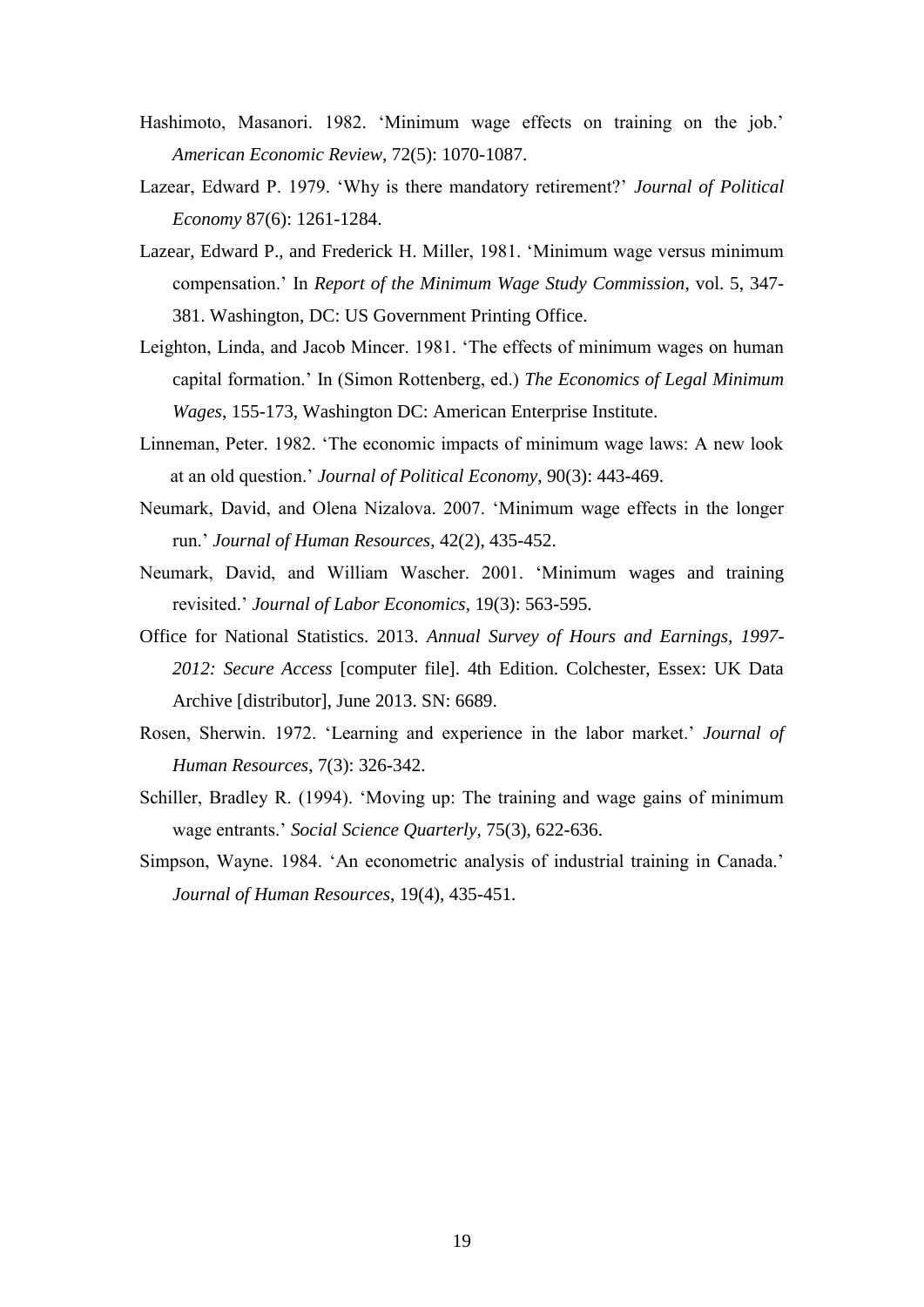Hashimoto, Masanori. 1982. 'Minimum wage effects on training on the job.' *American Economic Review*, 72(5): 1070-1087.

Lazear, Edward P. 1979. 'Why is there mandatory retirement?' *Journal of Political Economy* 87(6): 1261-1284.

Lazear, Edward P., and Frederick H. Miller, 1981. 'Minimum wage versus minimum compensation.' In *Report of the Minimum Wage Study Commission*, vol. 5, 347-381. Washington, DC: US Government Printing Office.

Leighton, Linda, and Jacob Mincer. 1981. 'The effects of minimum wages on human capital formation.' In (Simon Rottenberg, ed.) *The Economics of Legal Minimum Wages*, 155-173, Washington DC: American Enterprise Institute.

Linneman, Peter. 1982. 'The economic impacts of minimum wage laws: A new look at an old question.' *Journal of Political Economy*, 90(3): 443-469.

Neumark, David, and Olena Nizalova. 2007. 'Minimum wage effects in the longer run.' *Journal of Human Resources*, 42(2), 435-452.

Neumark, David, and William Wascher. 2001. 'Minimum wages and training revisited.' *Journal of Labor Economics*, 19(3): 563-595.

Office for National Statistics. 2013. *Annual Survey of Hours and Earnings, 1997-2012: Secure Access* [computer file]. 4th Edition. Colchester, Essex: UK Data Archive [distributor], June 2013. SN: 6689.

Rosen, Sherwin. 1972. 'Learning and experience in the labor market.' *Journal of Human Resources*, 7(3): 326-342.

Schiller, Bradley R. (1994). 'Moving up: The training and wage gains of minimum wage entrants.' *Social Science Quarterly*, 75(3), 622-636.

Simpson, Wayne. 1984. 'An econometric analysis of industrial training in Canada.' *Journal of Human Resources*, 19(4), 435-451.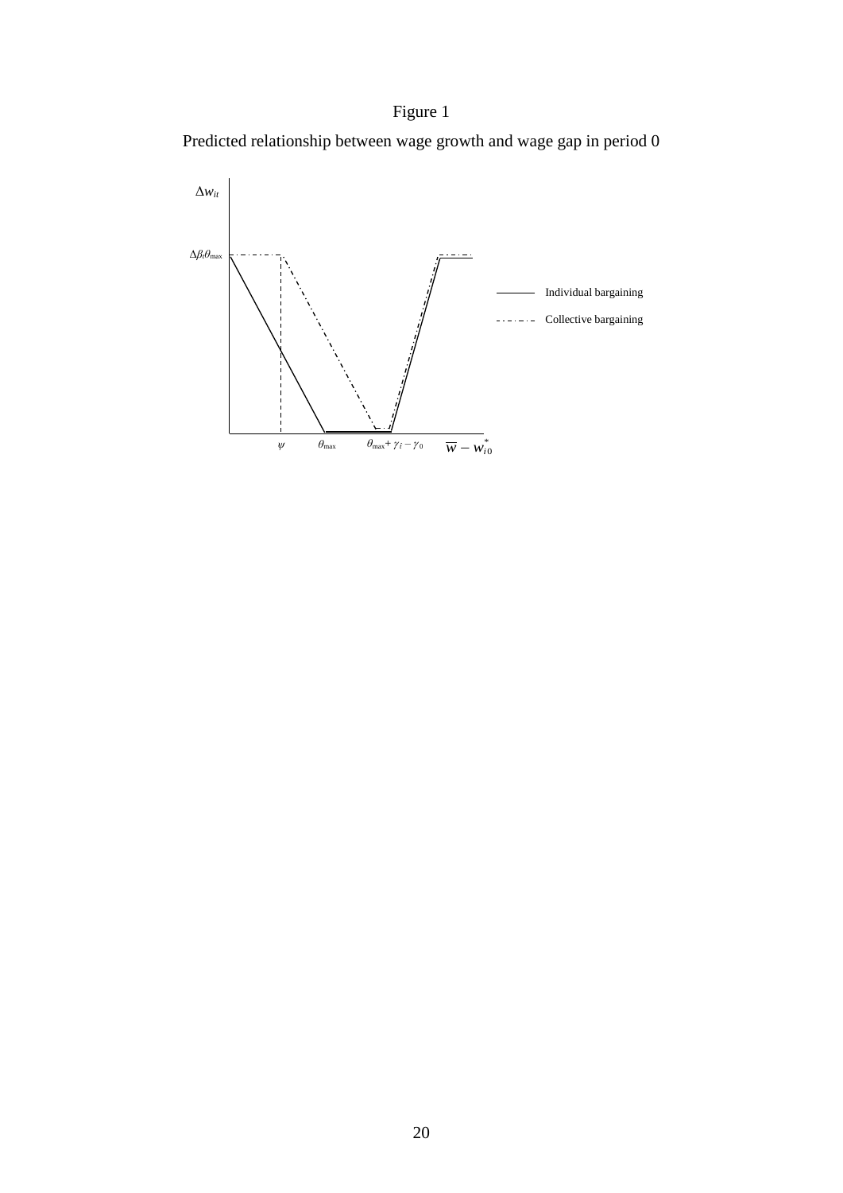Figure 1

Predicted relationship between wage growth and wage gap in period 0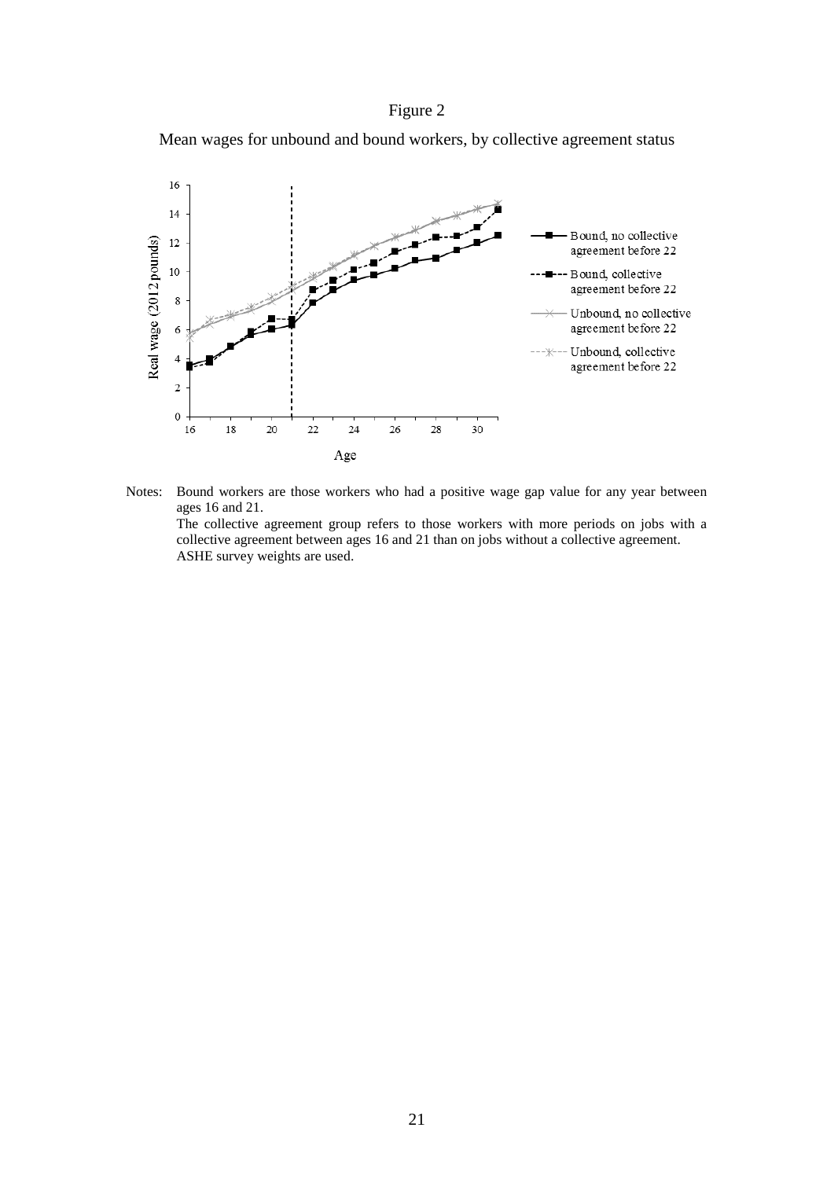Figure 2

Mean wages for unbound and bound workers, by collective agreement status

Notes: Bound workers are those workers who had a positive wage gap value for any year between ages 16 and 21.
The collective agreement group refers to those workers with more periods on jobs with a collective agreement between ages 16 and 21 than on jobs without a collective agreement.
ASHE survey weights are used.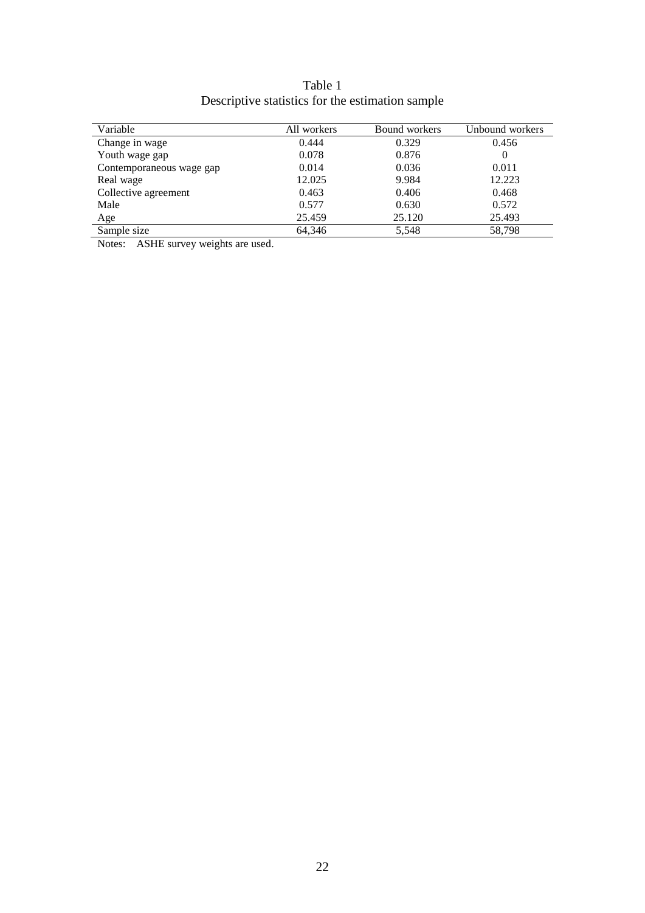Table 1
Descriptive statistics for the estimation sample

| Variable | All workers | Bound workers | Unbound workers |
|---|---|---|---|
| Change in wage | 0.444 | 0.329 | 0.456 |
| Youth wage gap | 0.078 | 0.876 | 0 |
| Contemporaneous wage gap | 0.014 | 0.036 | 0.011 |
| Real wage | 12.025 | 9.984 | 12.223 |
| Collective agreement | 0.463 | 0.406 | 0.468 |
| Male | 0.577 | 0.630 | 0.572 |
| Age | 25.459 | 25.120 | 25.493 |
| Sample size | 64,346 | 5,548 | 58,798 |

Notes: ASHE survey weights are used.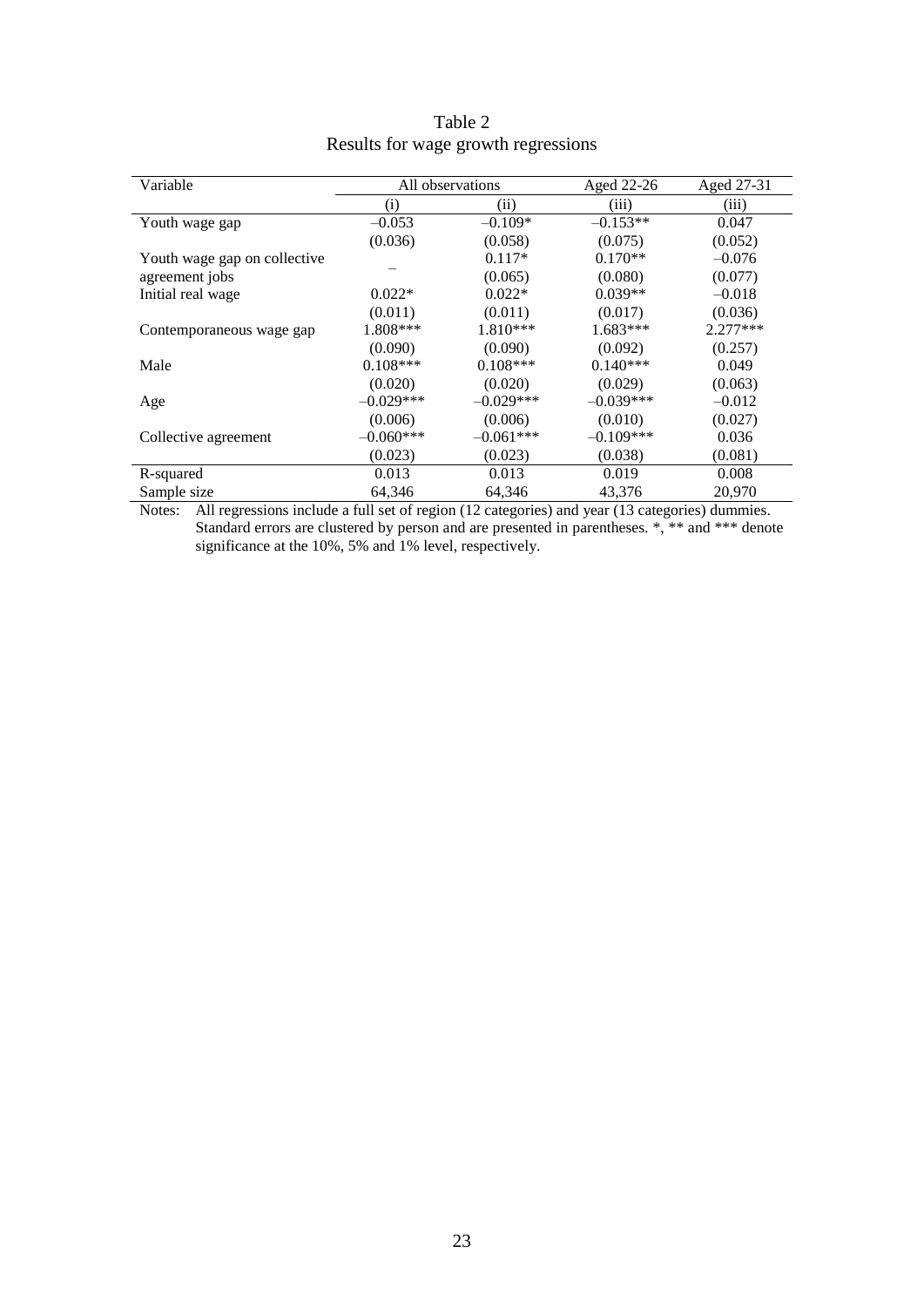Table 2
Results for wage growth regressions

| Variable | All observations | | Aged 22-26 | Aged 27-31 |
|---|---|---|---|---|
| | (i) | (ii) | (iii) | (iii) |
| Youth wage gap | –0.053 | –0.109* | –0.153** | 0.047 |
| | (0.036) | (0.058) | (0.075) | (0.052) |
| Youth wage gap on collective agreement jobs | – | 0.117* | 0.170** | –0.076 |
| | | (0.065) | (0.080) | (0.077) |
| Initial real wage | 0.022* | 0.022* | 0.039** | –0.018 |
| | (0.011) | (0.011) | (0.017) | (0.036) |
| Contemporaneous wage gap | 1.808*** | 1.810*** | 1.683*** | 2.277*** |
| | (0.090) | (0.090) | (0.092) | (0.257) |
| Male | 0.108*** | 0.108*** | 0.140*** | 0.049 |
| | (0.020) | (0.020) | (0.029) | (0.063) |
| Age | –0.029*** | –0.029*** | –0.039*** | –0.012 |
| | (0.006) | (0.006) | (0.010) | (0.027) |
| Collective agreement | –0.060*** | –0.061*** | –0.109*** | 0.036 |
| | (0.023) | (0.023) | (0.038) | (0.081) |
| R-squared | 0.013 | 0.013 | 0.019 | 0.008 |
| Sample size | 64,346 | 64,346 | 43,376 | 20,970 |

Notes: All regressions include a full set of region (12 categories) and year (13 categories) dummies. Standard errors are clustered by person and are presented in parentheses. *, ** and *** denote significance at the 10%, 5% and 1% level, respectively.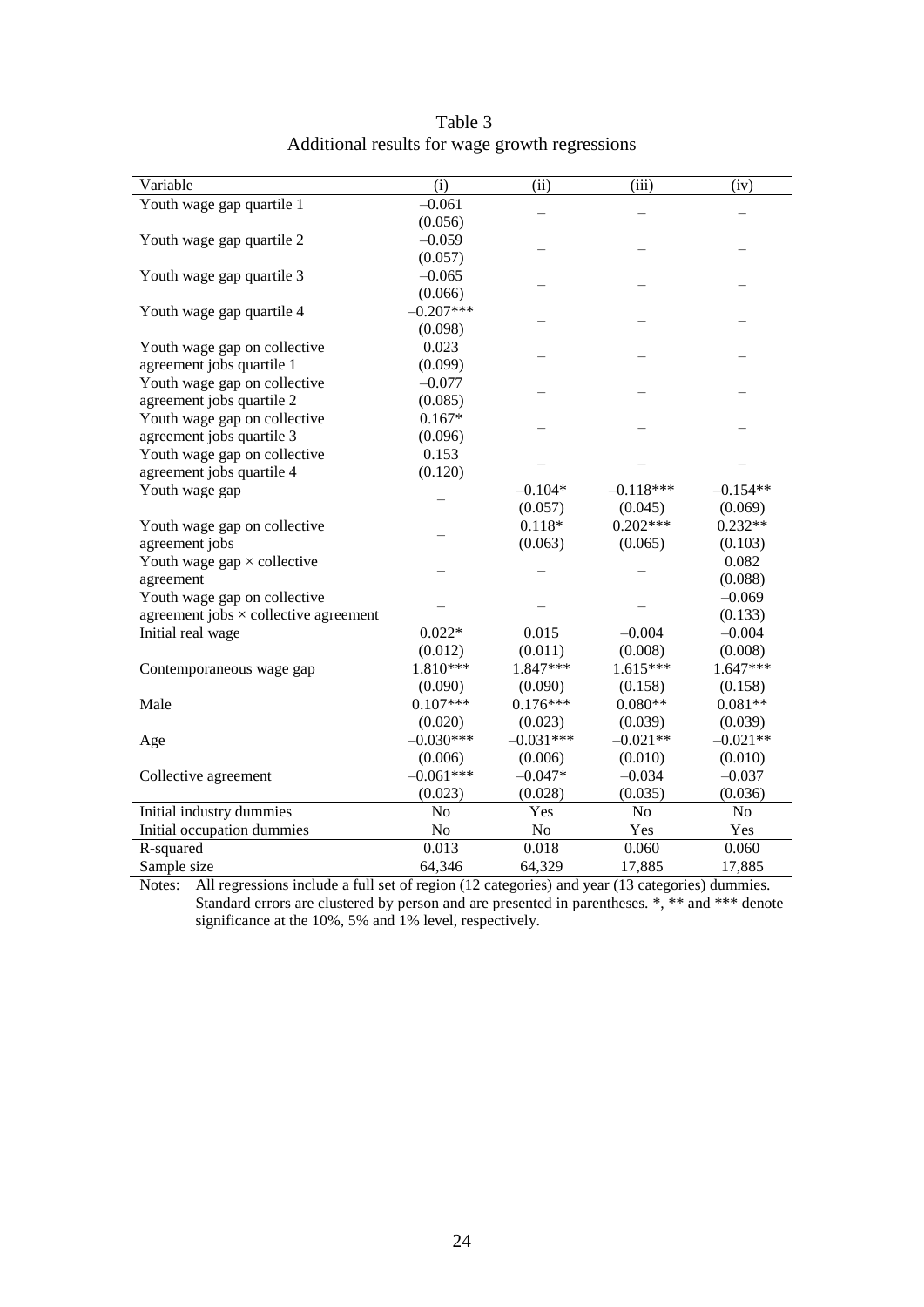Table 3
Additional results for wage growth regressions

| Variable | (i) | (ii) | (iii) | (iv) |
|---|---|---|---|---|
| Youth wage gap quartile 1 | –0.061 | – | – | – |
| | (0.056) | | | |
| Youth wage gap quartile 2 | –0.059 | – | – | – |
| | (0.057) | | | |
| Youth wage gap quartile 3 | –0.065 | – | – | – |
| | (0.066) | | | |
| Youth wage gap quartile 4 | –0.207*** | – | – | – |
| | (0.098) | | | |
| Youth wage gap on collective agreement jobs quartile 1 | 0.023 | – | – | – |
| | (0.099) | | | |
| Youth wage gap on collective agreement jobs quartile 2 | –0.077 | – | – | – |
| | (0.085) | | | |
| Youth wage gap on collective agreement jobs quartile 3 | 0.167* | – | – | – |
| | (0.096) | | | |
| Youth wage gap on collective agreement jobs quartile 4 | 0.153 | – | – | – |
| | (0.120) | | | |
| Youth wage gap | – | –0.104* | –0.118*** | –0.154** |
| | | (0.057) | (0.045) | (0.069) |
| Youth wage gap on collective agreement jobs | – | 0.118* | 0.202*** | 0.232** |
| | | (0.063) | (0.065) | (0.103) |
| Youth wage gap × collective agreement | – | – | – | 0.082 |
| | | | | (0.088) |
| Youth wage gap on collective agreement jobs × collective agreement | – | – | – | –0.069 |
| | | | | (0.133) |
| Initial real wage | 0.022* | 0.015 | –0.004 | –0.004 |
| | (0.012) | (0.011) | (0.008) | (0.008) |
| Contemporaneous wage gap | 1.810*** | 1.847*** | 1.615*** | 1.647*** |
| | (0.090) | (0.090) | (0.158) | (0.158) |
| Male | 0.107*** | 0.176*** | 0.080** | 0.081** |
| | (0.020) | (0.023) | (0.039) | (0.039) |
| Age | –0.030*** | –0.031*** | –0.021** | –0.021** |
| | (0.006) | (0.006) | (0.010) | (0.010) |
| Collective agreement | –0.061*** | –0.047* | –0.034 | –0.037 |
| | (0.023) | (0.028) | (0.035) | (0.036) |
| Initial industry dummies | No | Yes | No | No |
| Initial occupation dummies | No | No | Yes | Yes |
| R-squared | 0.013 | 0.018 | 0.060 | 0.060 |
| Sample size | 64,346 | 64,329 | 17,885 | 17,885 |

Notes: All regressions include a full set of region (12 categories) and year (13 categories) dummies. Standard errors are clustered by person and are presented in parentheses. *, ** and *** denote significance at the 10%, 5% and 1% level, respectively.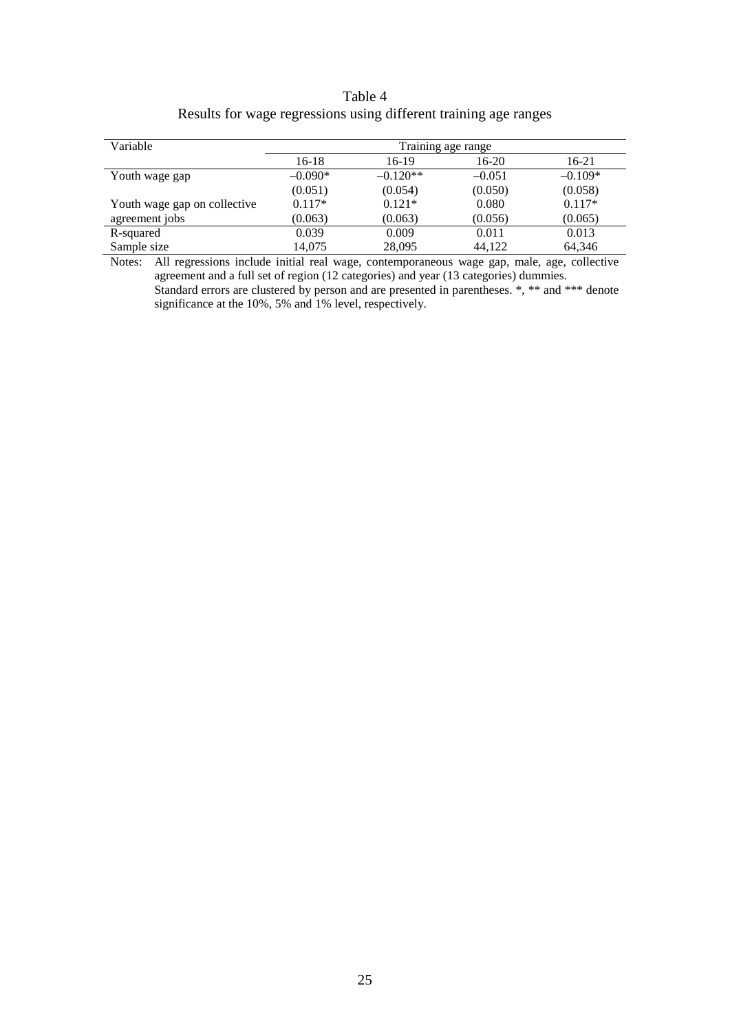Table 4
Results for wage regressions using different training age ranges

| Variable | Training age range | | | |
|---|---|---|---|---|
| | 16-18 | 16-19 | 16-20 | 16-21 |
| Youth wage gap | –0.090* | –0.120** | –0.051 | –0.109* |
| | (0.051) | (0.054) | (0.050) | (0.058) |
| Youth wage gap on collective agreement jobs | 0.117* | 0.121* | 0.080 | 0.117* |
| | (0.063) | (0.063) | (0.056) | (0.065) |
| R-squared | 0.039 | 0.009 | 0.011 | 0.013 |
| Sample size | 14,075 | 28,095 | 44,122 | 64,346 |

Notes: All regressions include initial real wage, contemporaneous wage gap, male, age, collective agreement and a full set of region (12 categories) and year (13 categories) dummies. Standard errors are clustered by person and are presented in parentheses. *, ** and *** denote significance at the 10%, 5% and 1% level, respectively.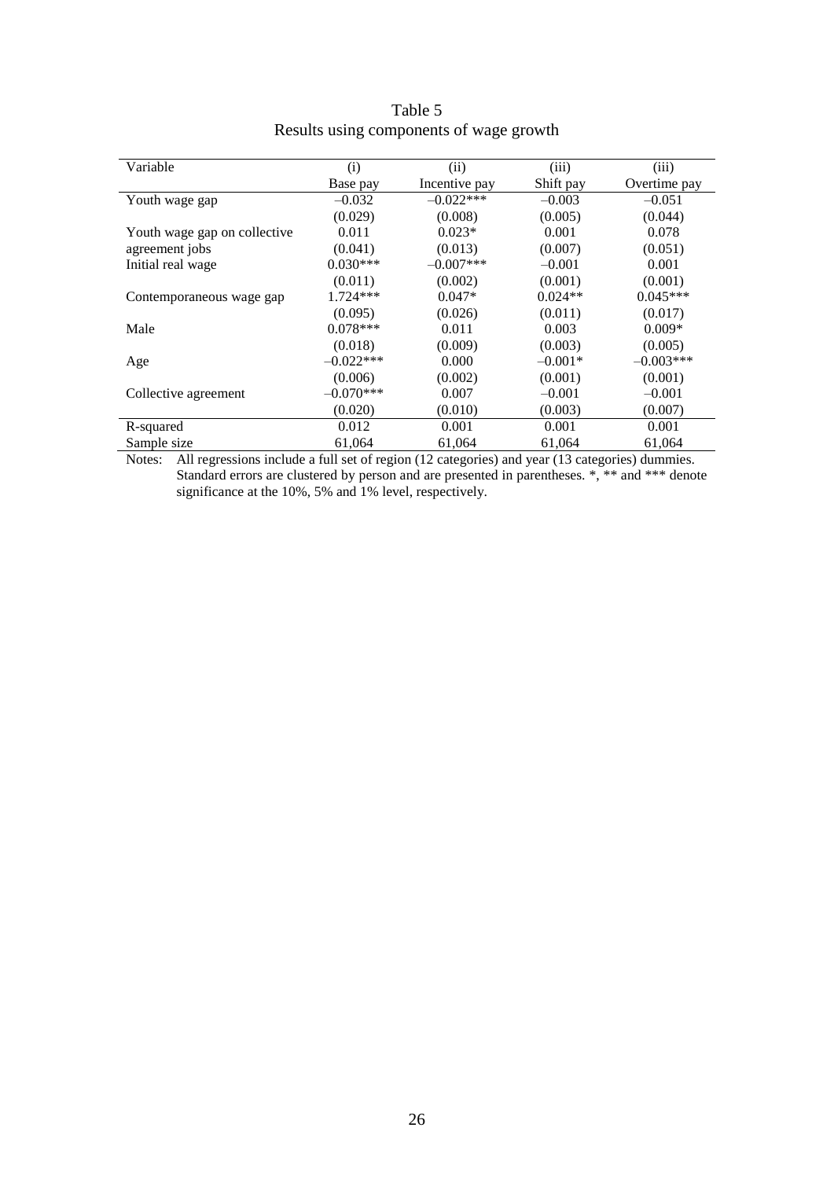Table 5
Results using components of wage growth

| Variable | (i) | (ii) | (iii) | (iii) |
|---|---|---|---|---|
| | Base pay | Incentive pay | Shift pay | Overtime pay |
| Youth wage gap | –0.032 | –0.022*** | –0.003 | –0.051 |
| | (0.029) | (0.008) | (0.005) | (0.044) |
| Youth wage gap on collective agreement jobs | 0.011 | 0.023* | 0.001 | 0.078 |
| | (0.041) | (0.013) | (0.007) | (0.051) |
| Initial real wage | 0.030*** | –0.007*** | –0.001 | 0.001 |
| | (0.011) | (0.002) | (0.001) | (0.001) |
| Contemporaneous wage gap | 1.724*** | 0.047* | 0.024** | 0.045*** |
| | (0.095) | (0.026) | (0.011) | (0.017) |
| Male | 0.078*** | 0.011 | 0.003 | 0.009* |
| | (0.018) | (0.009) | (0.003) | (0.005) |
| Age | –0.022*** | 0.000 | –0.001* | –0.003*** |
| | (0.006) | (0.002) | (0.001) | (0.001) |
| Collective agreement | –0.070*** | 0.007 | –0.001 | –0.001 |
| | (0.020) | (0.010) | (0.003) | (0.007) |
| R-squared | 0.012 | 0.001 | 0.001 | 0.001 |
| Sample size | 61,064 | 61,064 | 61,064 | 61,064 |

Notes: All regressions include a full set of region (12 categories) and year (13 categories) dummies. Standard errors are clustered by person and are presented in parentheses. *, ** and *** denote significance at the 10%, 5% and 1% level, respectively.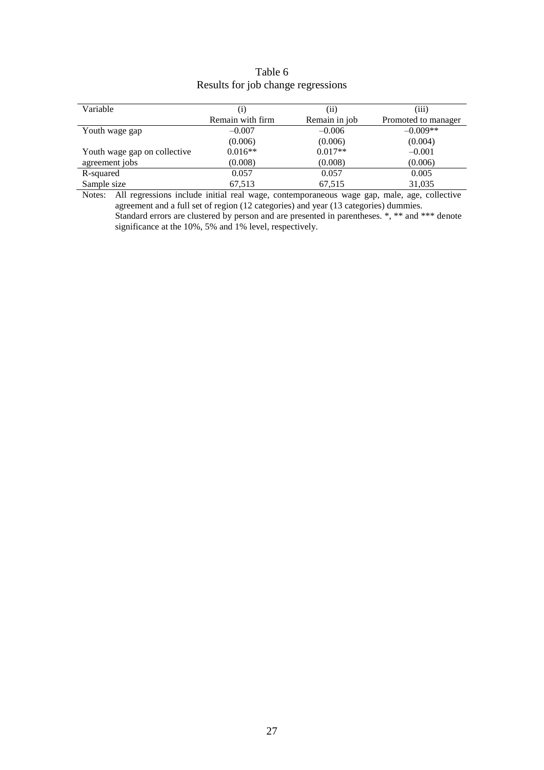Table 6
Results for job change regressions

| Variable | (i) Remain with firm | (ii) Remain in job | (iii) Promoted to manager |
|---|---|---|---|
| Youth wage gap | –0.007 | –0.006 | –0.009** |
| | (0.006) | (0.006) | (0.004) |
| Youth wage gap on collective agreement jobs | 0.016** | 0.017** | –0.001 |
| | (0.008) | (0.008) | (0.006) |
| R-squared | 0.057 | 0.057 | 0.005 |
| Sample size | 67,513 | 67,515 | 31,035 |

Notes: All regressions include initial real wage, contemporaneous wage gap, male, age, collective agreement and a full set of region (12 categories) and year (13 categories) dummies. Standard errors are clustered by person and are presented in parentheses. *, ** and *** denote significance at the 10%, 5% and 1% level, respectively.